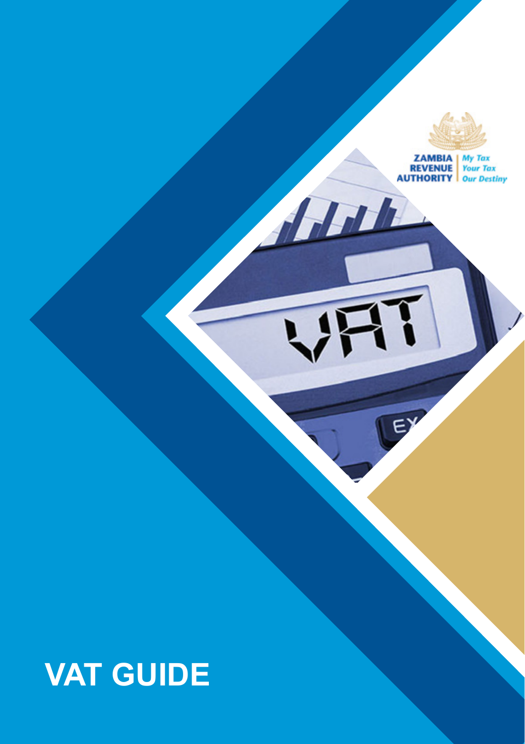ZAMBIA REVENUE AUTHORITY

My Tax Your Tax Our Destiny

# VAT GUIDE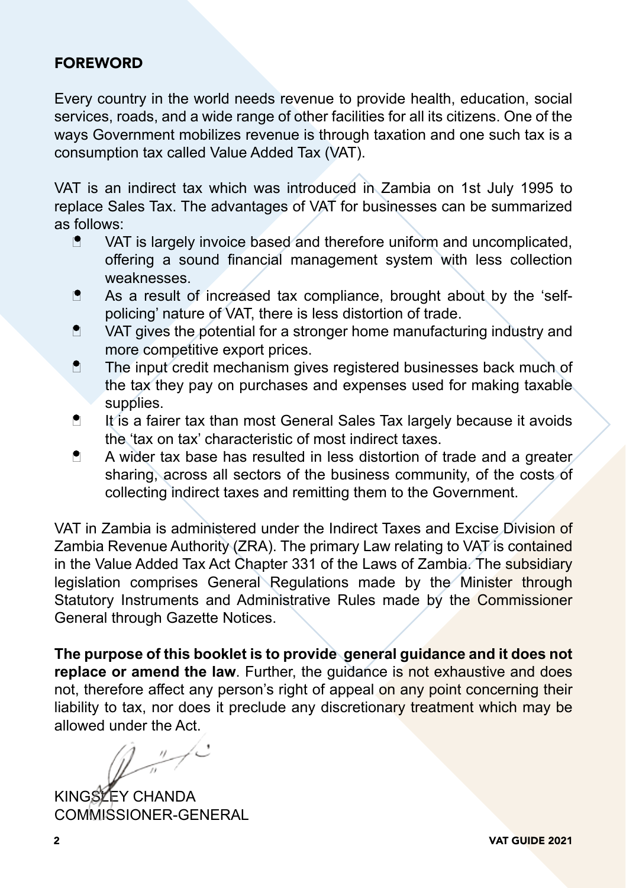## FOREWORD

Every country in the world needs revenue to provide health, education, social services, roads, and a wide range of other facilities for all its citizens. One of the ways Government mobilizes revenue is through taxation and one such tax is a consumption tax called Value Added Tax (VAT).

VAT is an indirect tax which was introduced in Zambia on 1st July 1995 to replace Sales Tax. The advantages of VAT for businesses can be summarized as follows:

- VAT is largely invoice based and therefore uniform and uncomplicated, offering a sound financial management system with less collection weaknesses.
- As a result of increased tax compliance, brought about by the 'self-policing' nature of VAT, there is less distortion of trade.
- VAT gives the potential for a stronger home manufacturing industry and more competitive export prices.
- The input credit mechanism gives registered businesses back much of the tax they pay on purchases and expenses used for making taxable supplies.
- It is a fairer tax than most General Sales Tax largely because it avoids the 'tax on tax' characteristic of most indirect taxes.
- A wider tax base has resulted in less distortion of trade and a greater sharing, across all sectors of the business community, of the costs of collecting indirect taxes and remitting them to the Government.

VAT in Zambia is administered under the Indirect Taxes and Excise Division of Zambia Revenue Authority (ZRA). The primary Law relating to VAT is contained in the Value Added Tax Act Chapter 331 of the Laws of Zambia. The subsidiary legislation comprises General Regulations made by the Minister through Statutory Instruments and Administrative Rules made by the Commissioner General through Gazette Notices.

**The purpose of this booklet is to provide general guidance and it does not replace or amend the law**. Further, the guidance is not exhaustive and does not, therefore affect any person's right of appeal on any point concerning their liability to tax, nor does it preclude any discretionary treatment which may be allowed under the Act.

KINGSLEY CHANDA
COMMISSIONER-GENERAL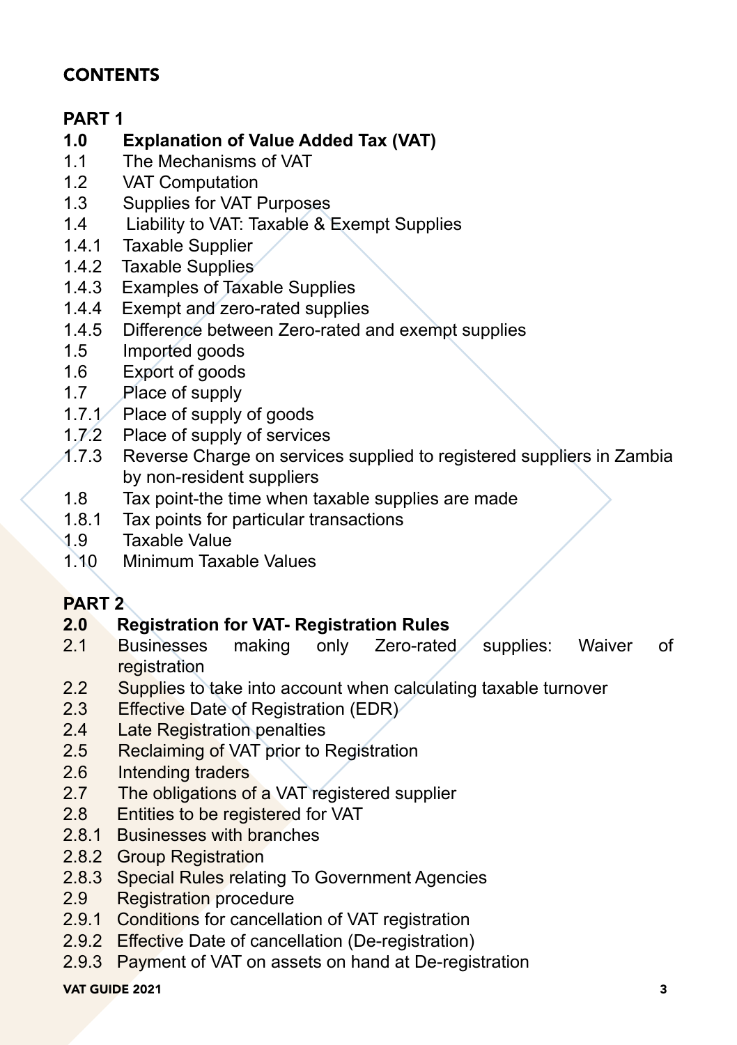## CONTENTS

### PART 1

**1.0 Explanation of Value Added Tax (VAT)**
1.1 The Mechanisms of VAT
1.2 VAT Computation
1.3 Supplies for VAT Purposes
1.4 Liability to VAT: Taxable & Exempt Supplies
1.4.1 Taxable Supplier
1.4.2 Taxable Supplies
1.4.3 Examples of Taxable Supplies
1.4.4 Exempt and zero-rated supplies
1.4.5 Difference between Zero-rated and exempt supplies
1.5 Imported goods
1.6 Export of goods
1.7 Place of supply
1.7.1 Place of supply of goods
1.7.2 Place of supply of services
1.7.3 Reverse Charge on services supplied to registered suppliers in Zambia by non-resident suppliers
1.8 Tax point-the time when taxable supplies are made
1.8.1 Tax points for particular transactions
1.9 Taxable Value
1.10 Minimum Taxable Values

### PART 2

**2.0 Registration for VAT- Registration Rules**
2.1 Businesses making only Zero-rated supplies: Waiver of registration
2.2 Supplies to take into account when calculating taxable turnover
2.3 Effective Date of Registration (EDR)
2.4 Late Registration penalties
2.5 Reclaiming of VAT prior to Registration
2.6 Intending traders
2.7 The obligations of a VAT registered supplier
2.8 Entities to be registered for VAT
2.8.1 Businesses with branches
2.8.2 Group Registration
2.8.3 Special Rules relating To Government Agencies
2.9 Registration procedure
2.9.1 Conditions for cancellation of VAT registration
2.9.2 Effective Date of cancellation (De-registration)
2.9.3 Payment of VAT on assets on hand at De-registration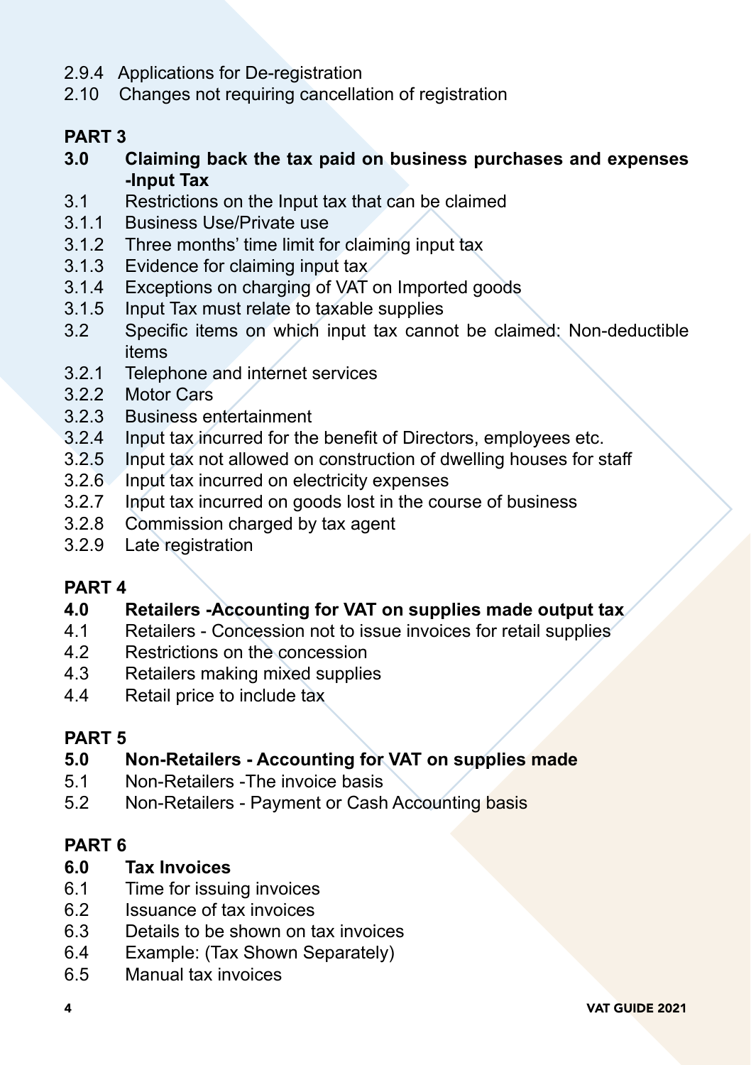2.9.4 Applications for De-registration
2.10 Changes not requiring cancellation of registration

**PART 3**

**3.0 Claiming back the tax paid on business purchases and expenses -Input Tax**

3.1 Restrictions on the Input tax that can be claimed
3.1.1 Business Use/Private use
3.1.2 Three months' time limit for claiming input tax
3.1.3 Evidence for claiming input tax
3.1.4 Exceptions on charging of VAT on Imported goods
3.1.5 Input Tax must relate to taxable supplies
3.2 Specific items on which input tax cannot be claimed: Non-deductible items
3.2.1 Telephone and internet services
3.2.2 Motor Cars
3.2.3 Business entertainment
3.2.4 Input tax incurred for the benefit of Directors, employees etc.
3.2.5 Input tax not allowed on construction of dwelling houses for staff
3.2.6 Input tax incurred on electricity expenses
3.2.7 Input tax incurred on goods lost in the course of business
3.2.8 Commission charged by tax agent
3.2.9 Late registration

**PART 4**

**4.0 Retailers -Accounting for VAT on supplies made output tax**

4.1 Retailers - Concession not to issue invoices for retail supplies
4.2 Restrictions on the concession
4.3 Retailers making mixed supplies
4.4 Retail price to include tax

**PART 5**

**5.0 Non-Retailers - Accounting for VAT on supplies made**

5.1 Non-Retailers -The invoice basis
5.2 Non-Retailers - Payment or Cash Accounting basis

**PART 6**

**6.0 Tax Invoices**

6.1 Time for issuing invoices
6.2 Issuance of tax invoices
6.3 Details to be shown on tax invoices
6.4 Example: (Tax Shown Separately)
6.5 Manual tax invoices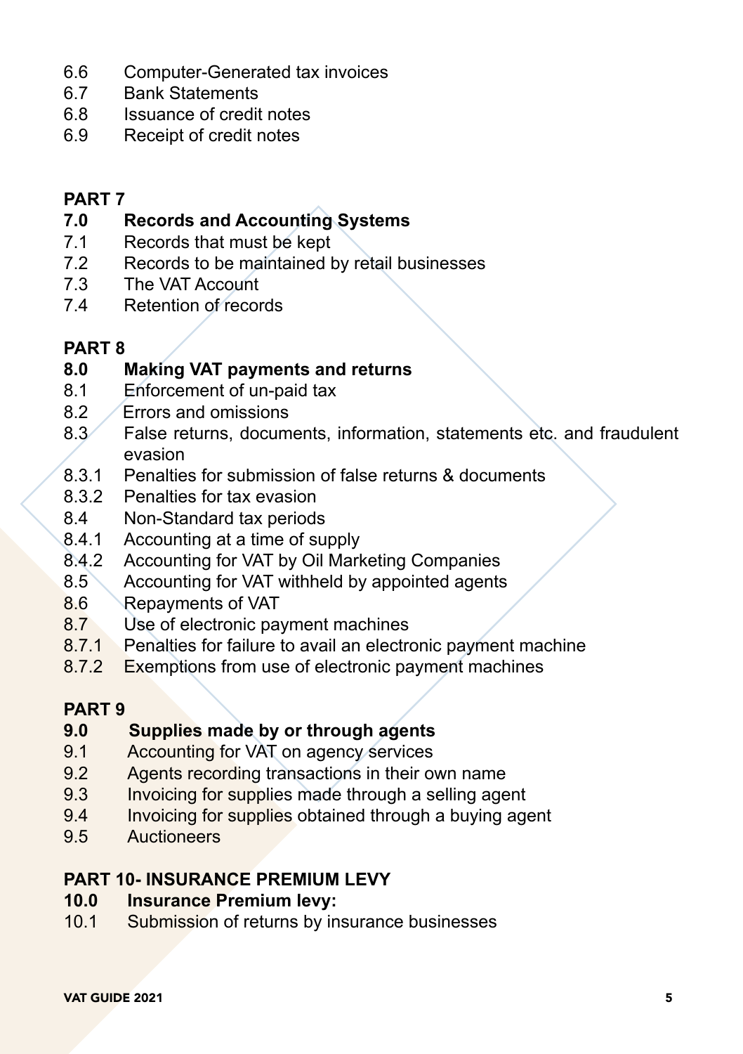6.6 Computer-Generated tax invoices
6.7 Bank Statements
6.8 Issuance of credit notes
6.9 Receipt of credit notes

**PART 7**

**7.0 Records and Accounting Systems**

7.1 Records that must be kept
7.2 Records to be maintained by retail businesses
7.3 The VAT Account
7.4 Retention of records

**PART 8**

**8.0 Making VAT payments and returns**

8.1 Enforcement of un-paid tax
8.2 Errors and omissions
8.3 False returns, documents, information, statements etc. and fraudulent evasion
8.3.1 Penalties for submission of false returns & documents
8.3.2 Penalties for tax evasion
8.4 Non-Standard tax periods
8.4.1 Accounting at a time of supply
8.4.2 Accounting for VAT by Oil Marketing Companies
8.5 Accounting for VAT withheld by appointed agents
8.6 Repayments of VAT
8.7 Use of electronic payment machines
8.7.1 Penalties for failure to avail an electronic payment machine
8.7.2 Exemptions from use of electronic payment machines

**PART 9**

**9.0 Supplies made by or through agents**

9.1 Accounting for VAT on agency services
9.2 Agents recording transactions in their own name
9.3 Invoicing for supplies made through a selling agent
9.4 Invoicing for supplies obtained through a buying agent
9.5 Auctioneers

**PART 10- INSURANCE PREMIUM LEVY**

**10.0 Insurance Premium levy:**

10.1 Submission of returns by insurance businesses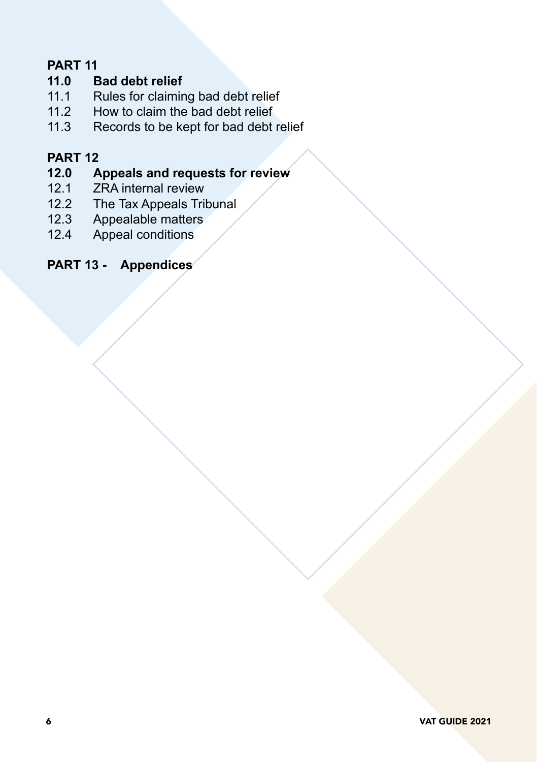**PART 11**

**11.0 Bad debt relief**

11.1 Rules for claiming bad debt relief

11.2 How to claim the bad debt relief

11.3 Records to be kept for bad debt relief

**PART 12**

**12.0 Appeals and requests for review**

12.1 ZRA internal review

12.2 The Tax Appeals Tribunal

12.3 Appealable matters

12.4 Appeal conditions

**PART 13 - Appendices**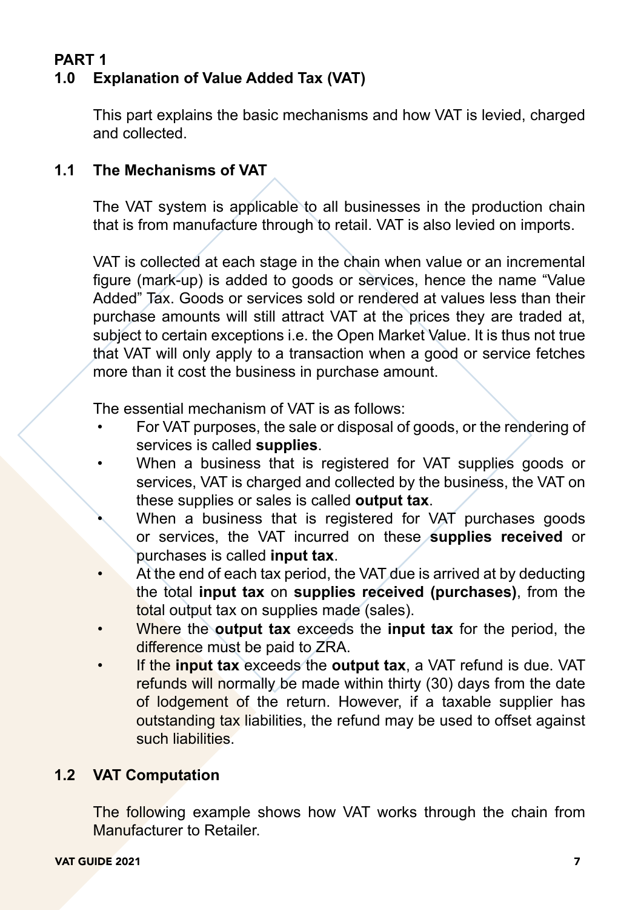# PART 1

## 1.0 Explanation of Value Added Tax (VAT)

This part explains the basic mechanisms and how VAT is levied, charged and collected.

## 1.1 The Mechanisms of VAT

The VAT system is applicable to all businesses in the production chain that is from manufacture through to retail. VAT is also levied on imports.

VAT is collected at each stage in the chain when value or an incremental figure (mark-up) is added to goods or services, hence the name "Value Added" Tax. Goods or services sold or rendered at values less than their purchase amounts will still attract VAT at the prices they are traded at, subject to certain exceptions i.e. the Open Market Value. It is thus not true that VAT will only apply to a transaction when a good or service fetches more than it cost the business in purchase amount.

The essential mechanism of VAT is as follows:

- For VAT purposes, the sale or disposal of goods, or the rendering of services is called **supplies**.
- When a business that is registered for VAT supplies goods or services, VAT is charged and collected by the business, the VAT on these supplies or sales is called **output tax**.
- When a business that is registered for VAT purchases goods or services, the VAT incurred on these **supplies received** or purchases is called **input tax**.
- At the end of each tax period, the VAT due is arrived at by deducting the total **input tax** on **supplies received (purchases)**, from the total output tax on supplies made (sales).
- Where the **output tax** exceeds the **input tax** for the period, the difference must be paid to ZRA.
- If the **input tax** exceeds the **output tax**, a VAT refund is due. VAT refunds will normally be made within thirty (30) days from the date of lodgement of the return. However, if a taxable supplier has outstanding tax liabilities, the refund may be used to offset against such liabilities.

## 1.2 VAT Computation

The following example shows how VAT works through the chain from Manufacturer to Retailer.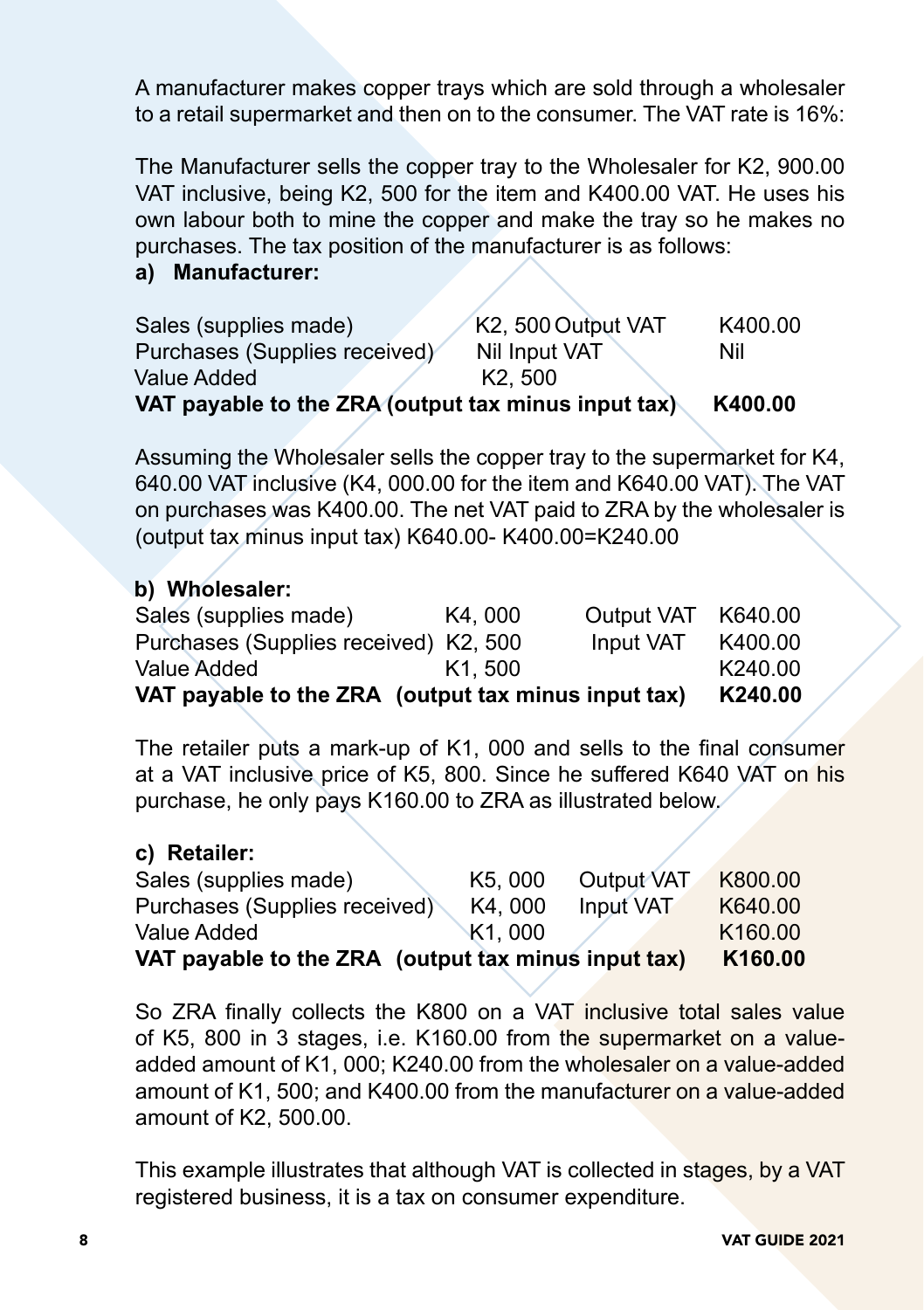A manufacturer makes copper trays which are sold through a wholesaler to a retail supermarket and then on to the consumer. The VAT rate is 16%:

The Manufacturer sells the copper tray to the Wholesaler for K2, 900.00 VAT inclusive, being K2, 500 for the item and K400.00 VAT. He uses his own labour both to mine the copper and make the tray so he makes no purchases. The tax position of the manufacturer is as follows:

**a) Manufacturer:**

| | | | |
|---|---|---|---|
| Sales (supplies made) | K2, 500 | Output VAT | K400.00 |
| Purchases (Supplies received) | Nil | Input VAT | Nil |
| Value Added | K2, 500 | | |
| **VAT payable to the ZRA (output tax minus input tax)** | | | **K400.00** |

Assuming the Wholesaler sells the copper tray to the supermarket for K4, 640.00 VAT inclusive (K4, 000.00 for the item and K640.00 VAT). The VAT on purchases was K400.00. The net VAT paid to ZRA by the wholesaler is (output tax minus input tax) K640.00- K400.00=K240.00

**b) Wholesaler:**

| | | | |
|---|---|---|---|
| Sales (supplies made) | K4, 000 | Output VAT | K640.00 |
| Purchases (Supplies received) | K2, 500 | Input VAT | K400.00 |
| Value Added | K1, 500 | | K240.00 |
| **VAT payable to the ZRA (output tax minus input tax)** | | | **K240.00** |

The retailer puts a mark-up of K1, 000 and sells to the final consumer at a VAT inclusive price of K5, 800. Since he suffered K640 VAT on his purchase, he only pays K160.00 to ZRA as illustrated below.

**c) Retailer:**

| | | | |
|---|---|---|---|
| Sales (supplies made) | K5, 000 | Output VAT | K800.00 |
| Purchases (Supplies received) | K4, 000 | Input VAT | K640.00 |
| Value Added | K1, 000 | | K160.00 |
| **VAT payable to the ZRA (output tax minus input tax)** | | | **K160.00** |

So ZRA finally collects the K800 on a VAT inclusive total sales value of K5, 800 in 3 stages, i.e. K160.00 from the supermarket on a value-added amount of K1, 000; K240.00 from the wholesaler on a value-added amount of K1, 500; and K400.00 from the manufacturer on a value-added amount of K2, 500.00.

This example illustrates that although VAT is collected in stages, by a VAT registered business, it is a tax on consumer expenditure.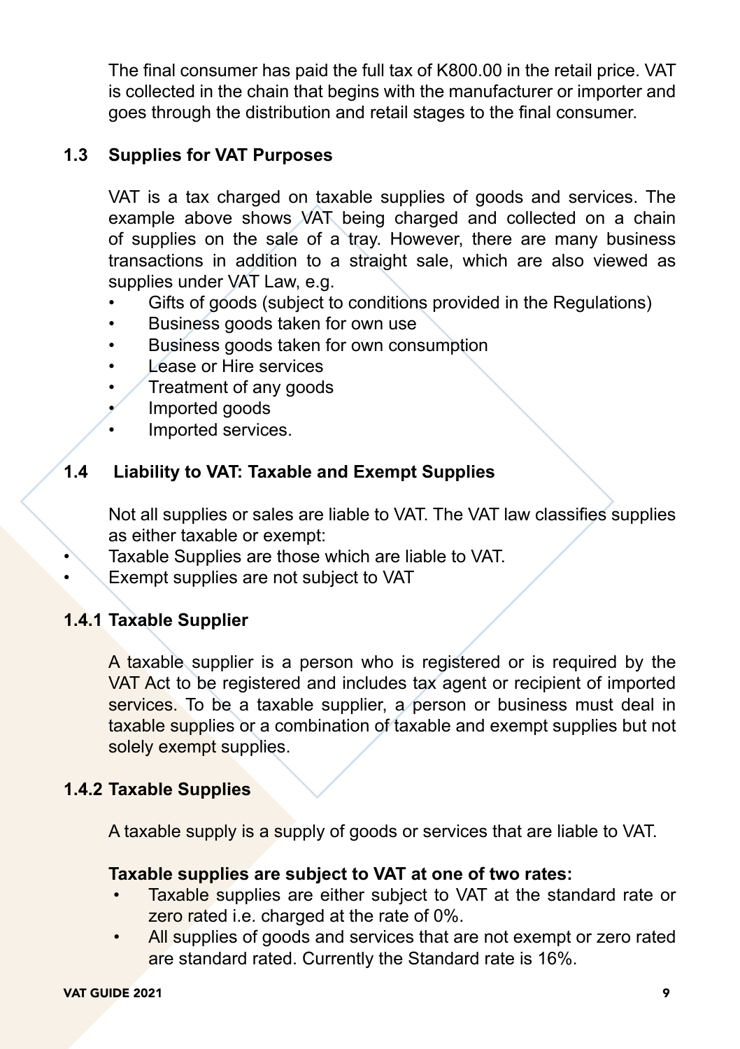The final consumer has paid the full tax of K800.00 in the retail price. VAT is collected in the chain that begins with the manufacturer or importer and goes through the distribution and retail stages to the final consumer.

## 1.3 Supplies for VAT Purposes

VAT is a tax charged on taxable supplies of goods and services. The example above shows VAT being charged and collected on a chain of supplies on the sale of a tray. However, there are many business transactions in addition to a straight sale, which are also viewed as supplies under VAT Law, e.g.

- Gifts of goods (subject to conditions provided in the Regulations)
- Business goods taken for own use
- Business goods taken for own consumption
- Lease or Hire services
- Treatment of any goods
- Imported goods
- Imported services.

## 1.4 Liability to VAT: Taxable and Exempt Supplies

Not all supplies or sales are liable to VAT. The VAT law classifies supplies as either taxable or exempt:

- Taxable Supplies are those which are liable to VAT.
- Exempt supplies are not subject to VAT

### 1.4.1 Taxable Supplier

A taxable supplier is a person who is registered or is required by the VAT Act to be registered and includes tax agent or recipient of imported services. To be a taxable supplier, a person or business must deal in taxable supplies or a combination of taxable and exempt supplies but not solely exempt supplies.

### 1.4.2 Taxable Supplies

A taxable supply is a supply of goods or services that are liable to VAT.

**Taxable supplies are subject to VAT at one of two rates:**

- Taxable supplies are either subject to VAT at the standard rate or zero rated i.e. charged at the rate of 0%.
- All supplies of goods and services that are not exempt or zero rated are standard rated. Currently the Standard rate is 16%.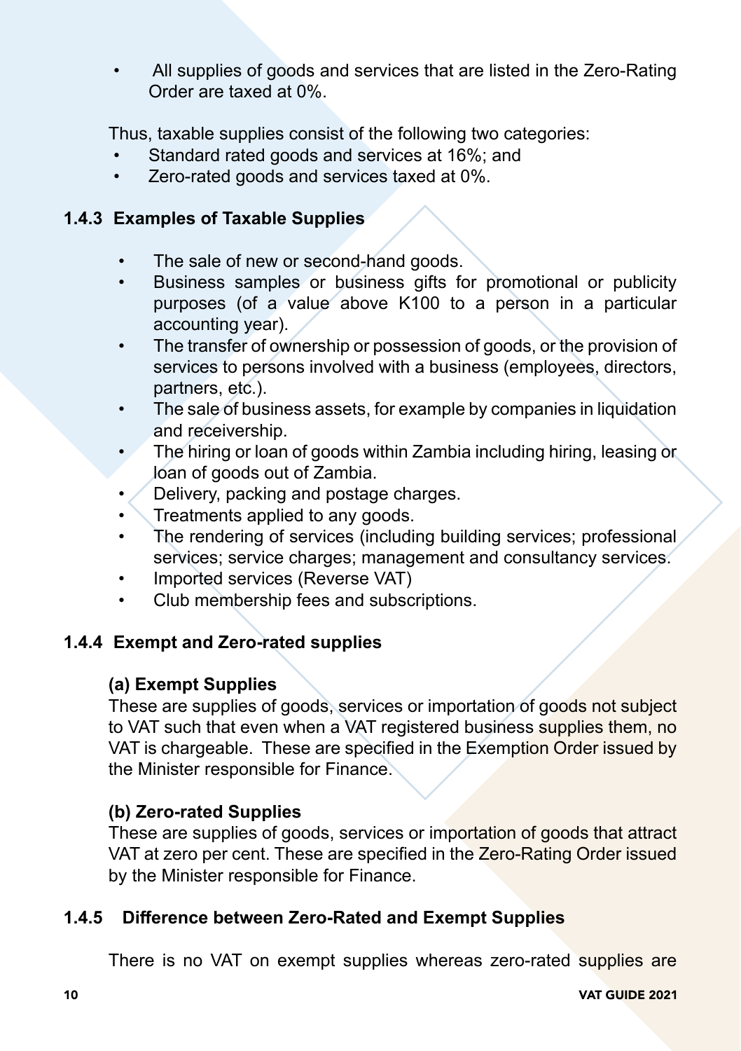- All supplies of goods and services that are listed in the Zero-Rating Order are taxed at 0%.

Thus, taxable supplies consist of the following two categories:

- Standard rated goods and services at 16%; and
- Zero-rated goods and services taxed at 0%.

### 1.4.3 Examples of Taxable Supplies

- The sale of new or second-hand goods.
- Business samples or business gifts for promotional or publicity purposes (of a value above K100 to a person in a particular accounting year).
- The transfer of ownership or possession of goods, or the provision of services to persons involved with a business (employees, directors, partners, etc.).
- The sale of business assets, for example by companies in liquidation and receivership.
- The hiring or loan of goods within Zambia including hiring, leasing or loan of goods out of Zambia.
- Delivery, packing and postage charges.
- Treatments applied to any goods.
- The rendering of services (including building services; professional services; service charges; management and consultancy services.
- Imported services (Reverse VAT)
- Club membership fees and subscriptions.

### 1.4.4 Exempt and Zero-rated supplies

**(a) Exempt Supplies**

These are supplies of goods, services or importation of goods not subject to VAT such that even when a VAT registered business supplies them, no VAT is chargeable. These are specified in the Exemption Order issued by the Minister responsible for Finance.

**(b) Zero-rated Supplies**

These are supplies of goods, services or importation of goods that attract VAT at zero per cent. These are specified in the Zero-Rating Order issued by the Minister responsible for Finance.

### 1.4.5 Difference between Zero-Rated and Exempt Supplies

There is no VAT on exempt supplies whereas zero-rated supplies are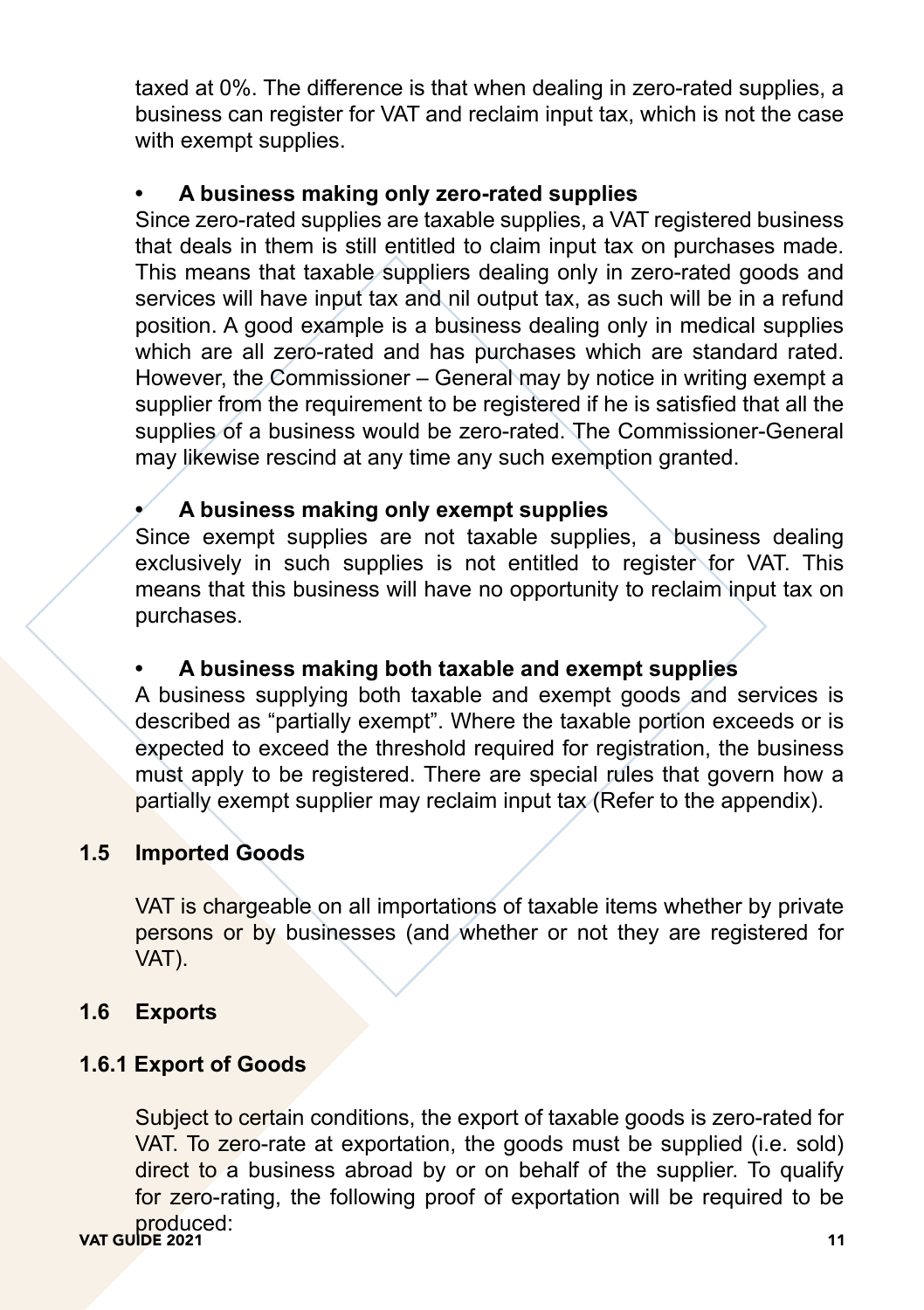taxed at 0%. The difference is that when dealing in zero-rated supplies, a business can register for VAT and reclaim input tax, which is not the case with exempt supplies.

- **A business making only zero-rated supplies**

Since zero-rated supplies are taxable supplies, a VAT registered business that deals in them is still entitled to claim input tax on purchases made. This means that taxable suppliers dealing only in zero-rated goods and services will have input tax and nil output tax, as such will be in a refund position. A good example is a business dealing only in medical supplies which are all zero-rated and has purchases which are standard rated. However, the Commissioner – General may by notice in writing exempt a supplier from the requirement to be registered if he is satisfied that all the supplies of a business would be zero-rated. The Commissioner-General may likewise rescind at any time any such exemption granted.

- **A business making only exempt supplies**

Since exempt supplies are not taxable supplies, a business dealing exclusively in such supplies is not entitled to register for VAT. This means that this business will have no opportunity to reclaim input tax on purchases.

- **A business making both taxable and exempt supplies**

A business supplying both taxable and exempt goods and services is described as "partially exempt". Where the taxable portion exceeds or is expected to exceed the threshold required for registration, the business must apply to be registered. There are special rules that govern how a partially exempt supplier may reclaim input tax (Refer to the appendix).

## 1.5 Imported Goods

VAT is chargeable on all importations of taxable items whether by private persons or by businesses (and whether or not they are registered for VAT).

## 1.6 Exports

### 1.6.1 Export of Goods

Subject to certain conditions, the export of taxable goods is zero-rated for VAT. To zero-rate at exportation, the goods must be supplied (i.e. sold) direct to a business abroad by or on behalf of the supplier. To qualify for zero-rating, the following proof of exportation will be required to be produced: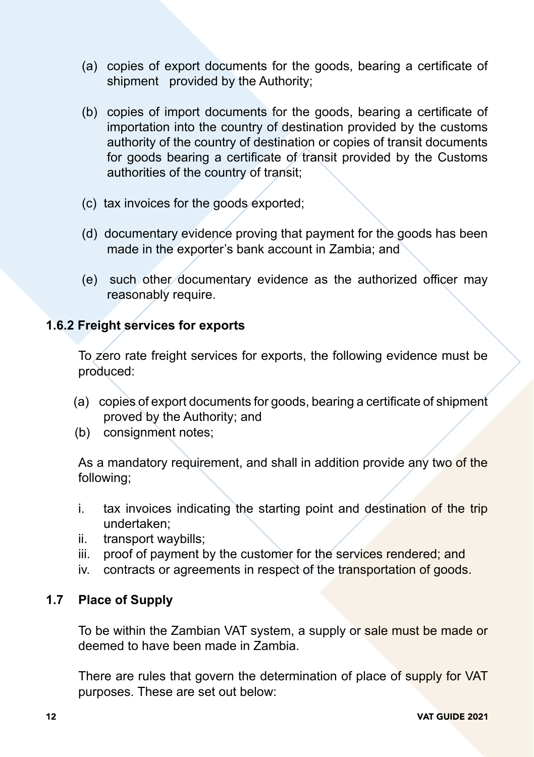(a) copies of export documents for the goods, bearing a certificate of shipment provided by the Authority;

(b) copies of import documents for the goods, bearing a certificate of importation into the country of destination provided by the customs authority of the country of destination or copies of transit documents for goods bearing a certificate of transit provided by the Customs authorities of the country of transit;

(c) tax invoices for the goods exported;

(d) documentary evidence proving that payment for the goods has been made in the exporter's bank account in Zambia; and

(e) such other documentary evidence as the authorized officer may reasonably require.

### 1.6.2 Freight services for exports

To zero rate freight services for exports, the following evidence must be produced:

(a) copies of export documents for goods, bearing a certificate of shipment proved by the Authority; and

(b) consignment notes;

As a mandatory requirement, and shall in addition provide any two of the following;

i. tax invoices indicating the starting point and destination of the trip undertaken;
ii. transport waybills;
iii. proof of payment by the customer for the services rendered; and
iv. contracts or agreements in respect of the transportation of goods.

## 1.7 Place of Supply

To be within the Zambian VAT system, a supply or sale must be made or deemed to have been made in Zambia.

There are rules that govern the determination of place of supply for VAT purposes. These are set out below: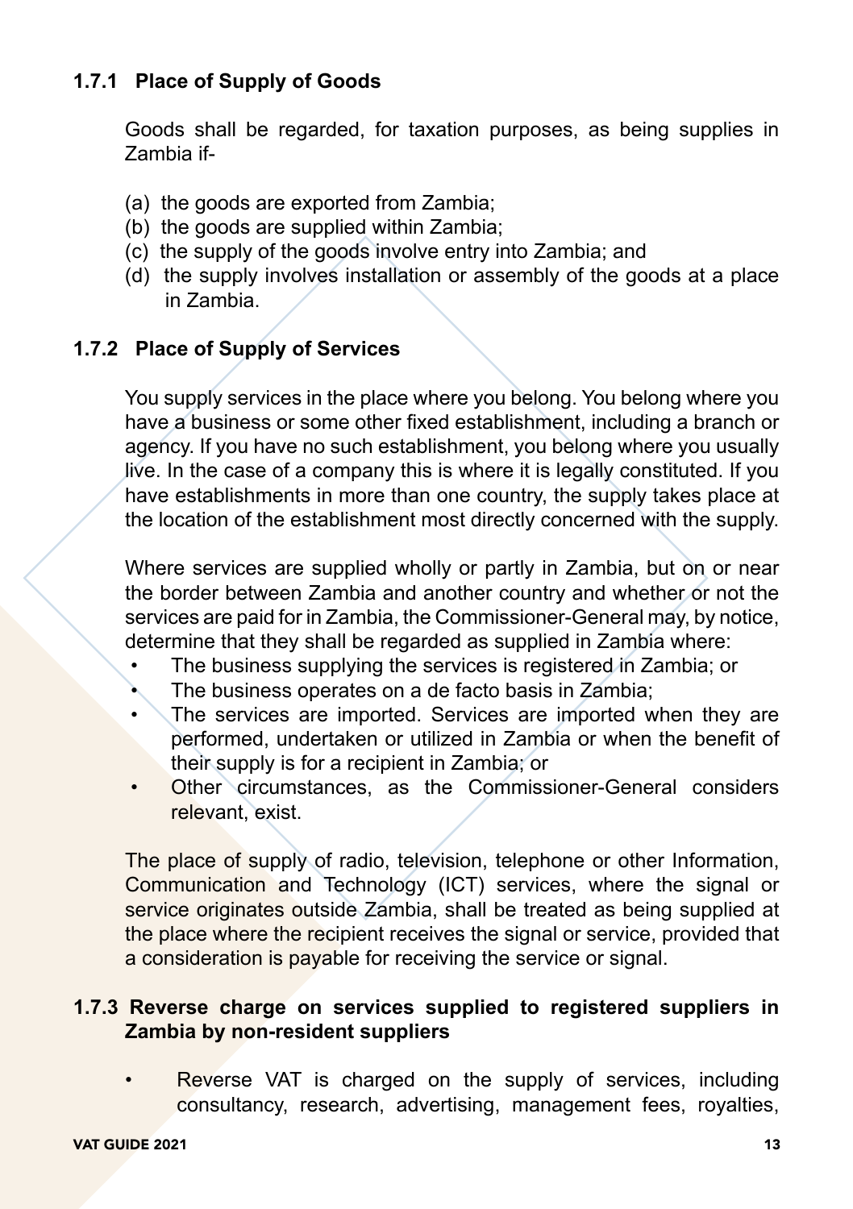### 1.7.1 Place of Supply of Goods

Goods shall be regarded, for taxation purposes, as being supplies in Zambia if-

(a) the goods are exported from Zambia;
(b) the goods are supplied within Zambia;
(c) the supply of the goods involve entry into Zambia; and
(d) the supply involves installation or assembly of the goods at a place in Zambia.

### 1.7.2 Place of Supply of Services

You supply services in the place where you belong. You belong where you have a business or some other fixed establishment, including a branch or agency. If you have no such establishment, you belong where you usually live. In the case of a company this is where it is legally constituted. If you have establishments in more than one country, the supply takes place at the location of the establishment most directly concerned with the supply.

Where services are supplied wholly or partly in Zambia, but on or near the border between Zambia and another country and whether or not the services are paid for in Zambia, the Commissioner-General may, by notice, determine that they shall be regarded as supplied in Zambia where:

- The business supplying the services is registered in Zambia; or
- The business operates on a de facto basis in Zambia;
- The services are imported. Services are imported when they are performed, undertaken or utilized in Zambia or when the benefit of their supply is for a recipient in Zambia; or
- Other circumstances, as the Commissioner-General considers relevant, exist.

The place of supply of radio, television, telephone or other Information, Communication and Technology (ICT) services, where the signal or service originates outside Zambia, shall be treated as being supplied at the place where the recipient receives the signal or service, provided that a consideration is payable for receiving the service or signal.

### 1.7.3 Reverse charge on services supplied to registered suppliers in Zambia by non-resident suppliers

- Reverse VAT is charged on the supply of services, including consultancy, research, advertising, management fees, royalties,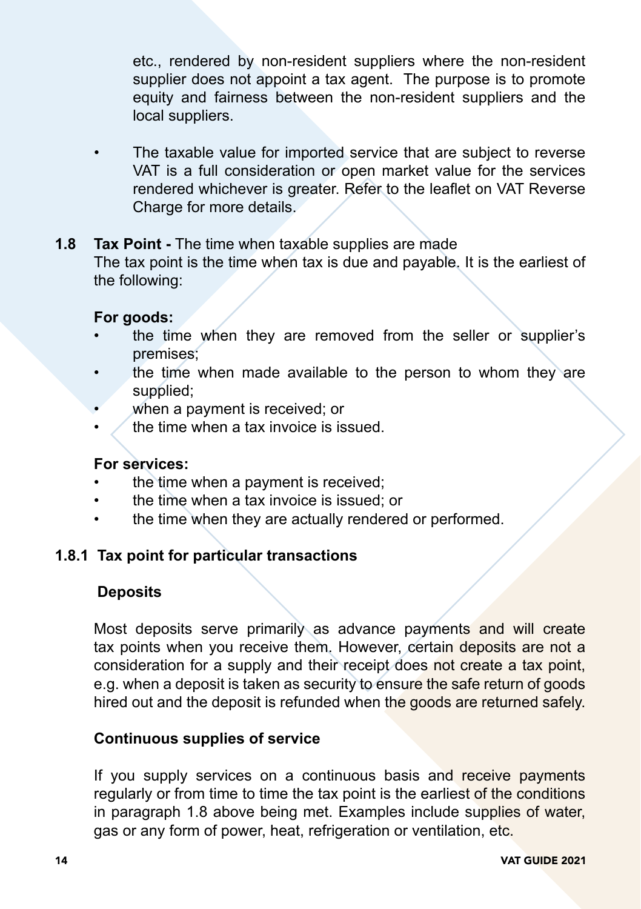etc., rendered by non-resident suppliers where the non-resident supplier does not appoint a tax agent. The purpose is to promote equity and fairness between the non-resident suppliers and the local suppliers.

- The taxable value for imported service that are subject to reverse VAT is a full consideration or open market value for the services rendered whichever is greater. Refer to the leaflet on VAT Reverse Charge for more details.

## 1.8 Tax Point - The time when taxable supplies are made

The tax point is the time when tax is due and payable. It is the earliest of the following:

**For goods:**

- the time when they are removed from the seller or supplier's premises;
- the time when made available to the person to whom they are supplied;
- when a payment is received; or
- the time when a tax invoice is issued.

**For services:**

- the time when a payment is received;
- the time when a tax invoice is issued; or
- the time when they are actually rendered or performed.

### 1.8.1 Tax point for particular transactions

**Deposits**

Most deposits serve primarily as advance payments and will create tax points when you receive them. However, certain deposits are not a consideration for a supply and their receipt does not create a tax point, e.g. when a deposit is taken as security to ensure the safe return of goods hired out and the deposit is refunded when the goods are returned safely.

**Continuous supplies of service**

If you supply services on a continuous basis and receive payments regularly or from time to time the tax point is the earliest of the conditions in paragraph 1.8 above being met. Examples include supplies of water, gas or any form of power, heat, refrigeration or ventilation, etc.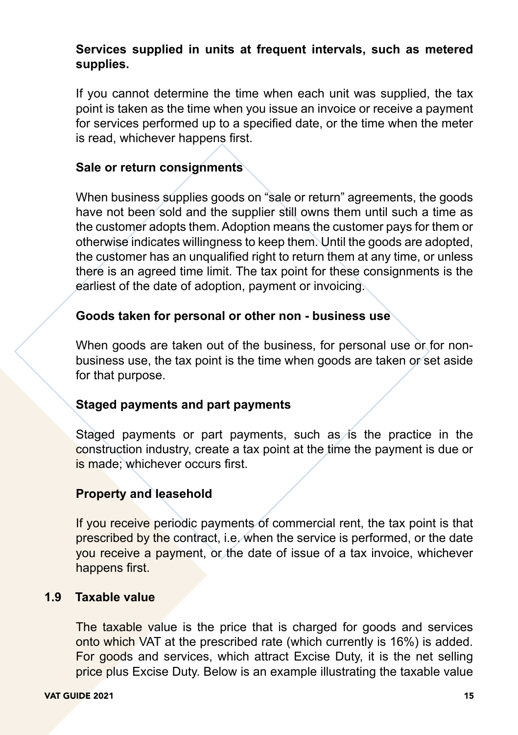**Services supplied in units at frequent intervals, such as metered supplies.**

If you cannot determine the time when each unit was supplied, the tax point is taken as the time when you issue an invoice or receive a payment for services performed up to a specified date, or the time when the meter is read, whichever happens first.

**Sale or return consignments**

When business supplies goods on "sale or return" agreements, the goods have not been sold and the supplier still owns them until such a time as the customer adopts them. Adoption means the customer pays for them or otherwise indicates willingness to keep them. Until the goods are adopted, the customer has an unqualified right to return them at any time, or unless there is an agreed time limit. The tax point for these consignments is the earliest of the date of adoption, payment or invoicing.

**Goods taken for personal or other non - business use**

When goods are taken out of the business, for personal use or for non-business use, the tax point is the time when goods are taken or set aside for that purpose.

**Staged payments and part payments**

Staged payments or part payments, such as is the practice in the construction industry, create a tax point at the time the payment is due or is made; whichever occurs first.

**Property and leasehold**

If you receive periodic payments of commercial rent, the tax point is that prescribed by the contract, i.e. when the service is performed, or the date you receive a payment, or the date of issue of a tax invoice, whichever happens first.

## 1.9 Taxable value

The taxable value is the price that is charged for goods and services onto which VAT at the prescribed rate (which currently is 16%) is added. For goods and services, which attract Excise Duty, it is the net selling price plus Excise Duty. Below is an example illustrating the taxable value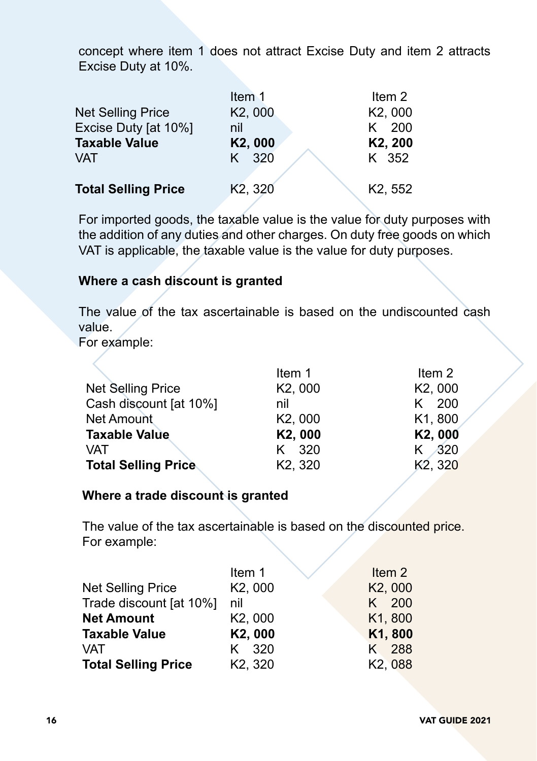concept where item 1 does not attract Excise Duty and item 2 attracts Excise Duty at 10%.

| | Item 1 | Item 2 |
|---|---|---|
| Net Selling Price | K2, 000 | K2, 000 |
| Excise Duty [at 10%] | nil | K 200 |
| **Taxable Value** | **K2, 000** | **K2, 200** |
| VAT | K 320 | K 352 |
| **Total Selling Price** | K2, 320 | K2, 552 |

For imported goods, the taxable value is the value for duty purposes with the addition of any duties and other charges. On duty free goods on which VAT is applicable, the taxable value is the value for duty purposes.

**Where a cash discount is granted**

The value of the tax ascertainable is based on the undiscounted cash value.
For example:

| | Item 1 | Item 2 |
|---|---|---|
| Net Selling Price | K2, 000 | K2, 000 |
| Cash discount [at 10%] | nil | K 200 |
| Net Amount | K2, 000 | K1, 800 |
| **Taxable Value** | **K2, 000** | **K2, 000** |
| VAT | K 320 | K 320 |
| **Total Selling Price** | K2, 320 | K2, 320 |

**Where a trade discount is granted**

The value of the tax ascertainable is based on the discounted price.
For example:

| | Item 1 | Item 2 |
|---|---|---|
| Net Selling Price | K2, 000 | K2, 000 |
| Trade discount [at 10%] | nil | K 200 |
| **Net Amount** | K2, 000 | K1, 800 |
| **Taxable Value** | **K2, 000** | **K1, 800** |
| VAT | K 320 | K 288 |
| **Total Selling Price** | K2, 320 | K2, 088 |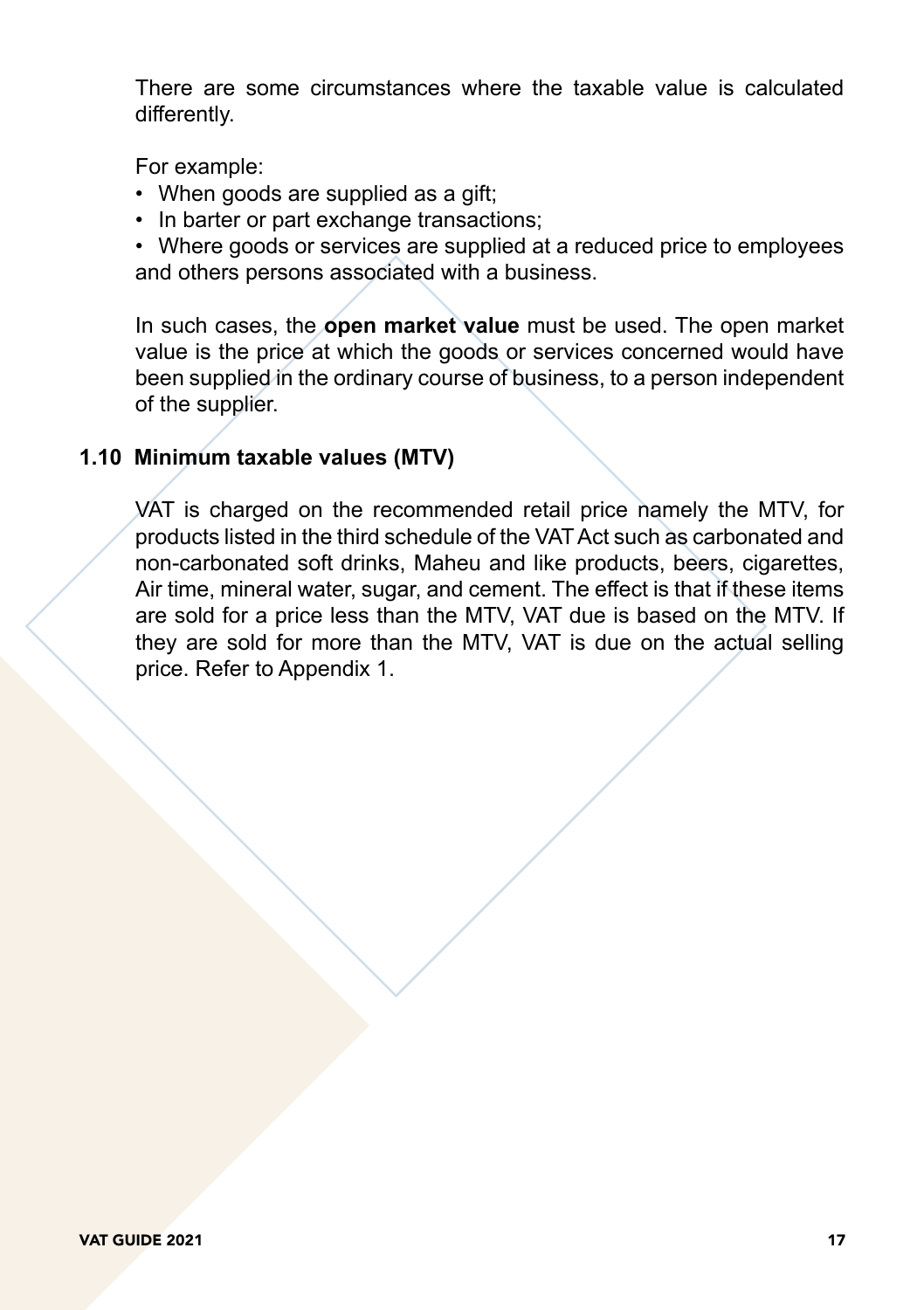There are some circumstances where the taxable value is calculated differently.

For example:

- When goods are supplied as a gift;
- In barter or part exchange transactions;
- Where goods or services are supplied at a reduced price to employees and others persons associated with a business.

In such cases, the **open market value** must be used. The open market value is the price at which the goods or services concerned would have been supplied in the ordinary course of business, to a person independent of the supplier.

### 1.10 Minimum taxable values (MTV)

VAT is charged on the recommended retail price namely the MTV, for products listed in the third schedule of the VAT Act such as carbonated and non-carbonated soft drinks, Maheu and like products, beers, cigarettes, Air time, mineral water, sugar, and cement. The effect is that if these items are sold for a price less than the MTV, VAT due is based on the MTV. If they are sold for more than the MTV, VAT is due on the actual selling price. Refer to Appendix 1.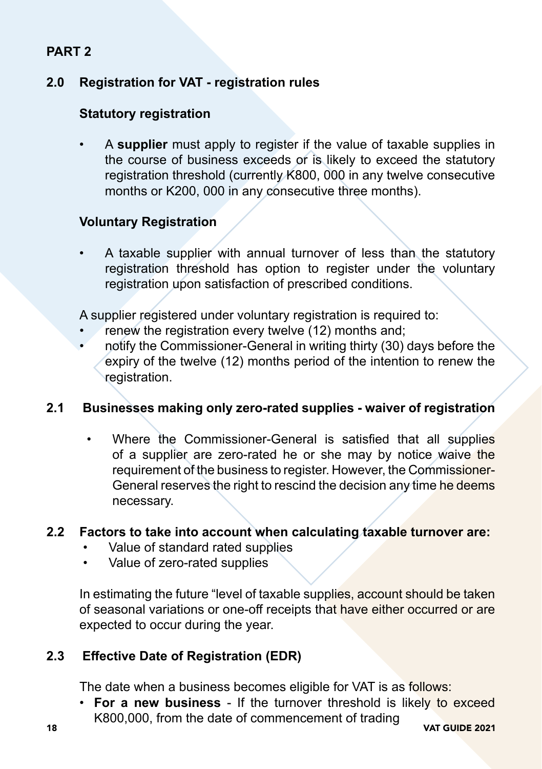## PART 2

### 2.0 Registration for VAT - registration rules

#### Statutory registration

- A **supplier** must apply to register if the value of taxable supplies in the course of business exceeds or is likely to exceed the statutory registration threshold (currently K800, 000 in any twelve consecutive months or K200, 000 in any consecutive three months).

#### Voluntary Registration

- A taxable supplier with annual turnover of less than the statutory registration threshold has option to register under the voluntary registration upon satisfaction of prescribed conditions.

A supplier registered under voluntary registration is required to:

- renew the registration every twelve (12) months and;
- notify the Commissioner-General in writing thirty (30) days before the expiry of the twelve (12) months period of the intention to renew the registration.

### 2.1 Businesses making only zero-rated supplies - waiver of registration

- Where the Commissioner-General is satisfied that all supplies of a supplier are zero-rated he or she may by notice waive the requirement of the business to register. However, the Commissioner-General reserves the right to rescind the decision any time he deems necessary.

### 2.2 Factors to take into account when calculating taxable turnover are:

- Value of standard rated supplies
- Value of zero-rated supplies

In estimating the future "level of taxable supplies, account should be taken of seasonal variations or one-off receipts that have either occurred or are expected to occur during the year.

### 2.3 Effective Date of Registration (EDR)

The date when a business becomes eligible for VAT is as follows:

- **For a new business** - If the turnover threshold is likely to exceed K800,000, from the date of commencement of trading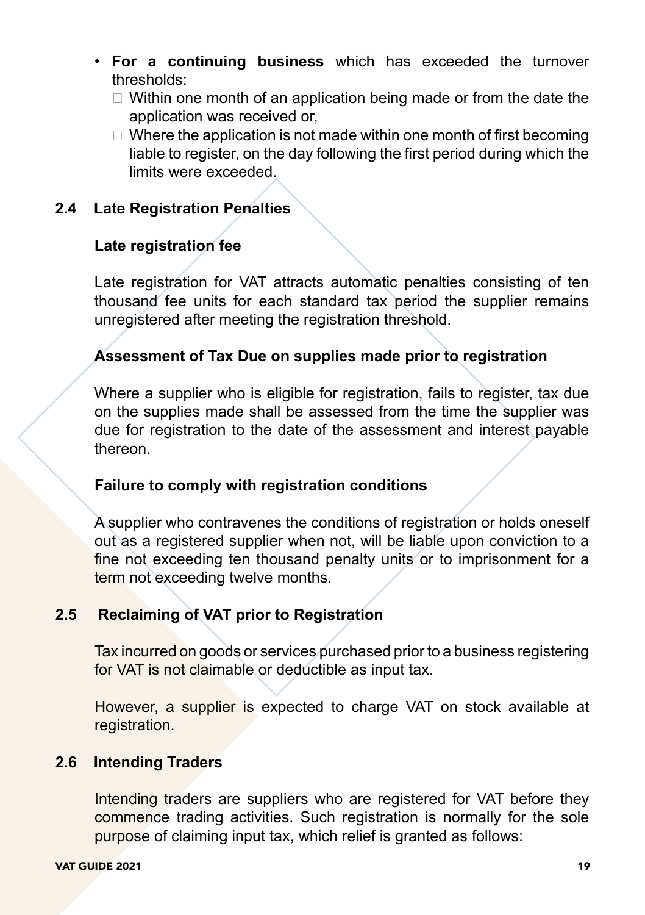- **For a continuing business** which has exceeded the turnover thresholds:
  - Within one month of an application being made or from the date the application was received or,
  - Where the application is not made within one month of first becoming liable to register, on the day following the first period during which the limits were exceeded.

## 2.4 Late Registration Penalties

**Late registration fee**

Late registration for VAT attracts automatic penalties consisting of ten thousand fee units for each standard tax period the supplier remains unregistered after meeting the registration threshold.

**Assessment of Tax Due on supplies made prior to registration**

Where a supplier who is eligible for registration, fails to register, tax due on the supplies made shall be assessed from the time the supplier was due for registration to the date of the assessment and interest payable thereon.

**Failure to comply with registration conditions**

A supplier who contravenes the conditions of registration or holds oneself out as a registered supplier when not, will be liable upon conviction to a fine not exceeding ten thousand penalty units or to imprisonment for a term not exceeding twelve months.

## 2.5 Reclaiming of VAT prior to Registration

Tax incurred on goods or services purchased prior to a business registering for VAT is not claimable or deductible as input tax.

However, a supplier is expected to charge VAT on stock available at registration.

## 2.6 Intending Traders

Intending traders are suppliers who are registered for VAT before they commence trading activities. Such registration is normally for the sole purpose of claiming input tax, which relief is granted as follows: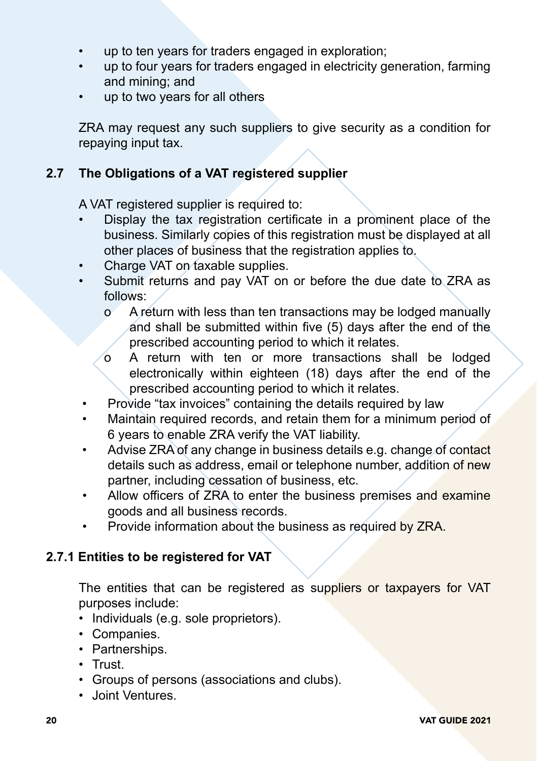- up to ten years for traders engaged in exploration;
- up to four years for traders engaged in electricity generation, farming and mining; and
- up to two years for all others

ZRA may request any such suppliers to give security as a condition for repaying input tax.

## 2.7 The Obligations of a VAT registered supplier

A VAT registered supplier is required to:

- Display the tax registration certificate in a prominent place of the business. Similarly copies of this registration must be displayed at all other places of business that the registration applies to.
- Charge VAT on taxable supplies.
- Submit returns and pay VAT on or before the due date to ZRA as follows:
  - A return with less than ten transactions may be lodged manually and shall be submitted within five (5) days after the end of the prescribed accounting period to which it relates.
  - A return with ten or more transactions shall be lodged electronically within eighteen (18) days after the end of the prescribed accounting period to which it relates.
- Provide "tax invoices" containing the details required by law
- Maintain required records, and retain them for a minimum period of 6 years to enable ZRA verify the VAT liability.
- Advise ZRA of any change in business details e.g. change of contact details such as address, email or telephone number, addition of new partner, including cessation of business, etc.
- Allow officers of ZRA to enter the business premises and examine goods and all business records.
- Provide information about the business as required by ZRA.

### 2.7.1 Entities to be registered for VAT

The entities that can be registered as suppliers or taxpayers for VAT purposes include:

- Individuals (e.g. sole proprietors).
- Companies.
- Partnerships.
- Trust.
- Groups of persons (associations and clubs).
- Joint Ventures.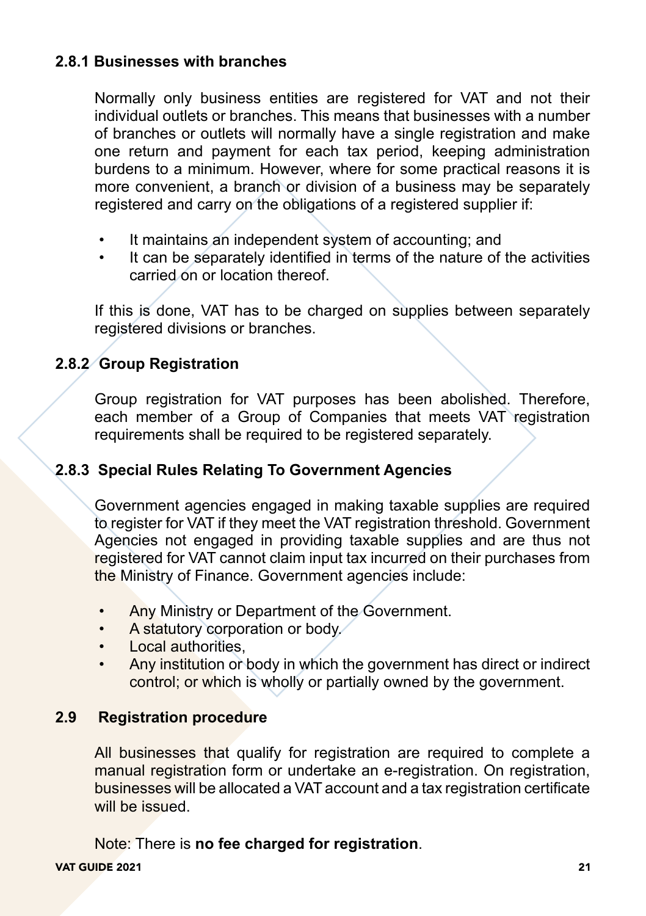### 2.8.1 Businesses with branches

Normally only business entities are registered for VAT and not their individual outlets or branches. This means that businesses with a number of branches or outlets will normally have a single registration and make one return and payment for each tax period, keeping administration burdens to a minimum. However, where for some practical reasons it is more convenient, a branch or division of a business may be separately registered and carry on the obligations of a registered supplier if:

- It maintains an independent system of accounting; and
- It can be separately identified in terms of the nature of the activities carried on or location thereof.

If this is done, VAT has to be charged on supplies between separately registered divisions or branches.

### 2.8.2 Group Registration

Group registration for VAT purposes has been abolished. Therefore, each member of a Group of Companies that meets VAT registration requirements shall be required to be registered separately.

### 2.8.3 Special Rules Relating To Government Agencies

Government agencies engaged in making taxable supplies are required to register for VAT if they meet the VAT registration threshold. Government Agencies not engaged in providing taxable supplies and are thus not registered for VAT cannot claim input tax incurred on their purchases from the Ministry of Finance. Government agencies include:

- Any Ministry or Department of the Government.
- A statutory corporation or body.
- Local authorities,
- Any institution or body in which the government has direct or indirect control; or which is wholly or partially owned by the government.

## 2.9 Registration procedure

All businesses that qualify for registration are required to complete a manual registration form or undertake an e-registration. On registration, businesses will be allocated a VAT account and a tax registration certificate will be issued.

Note: There is **no fee charged for registration**.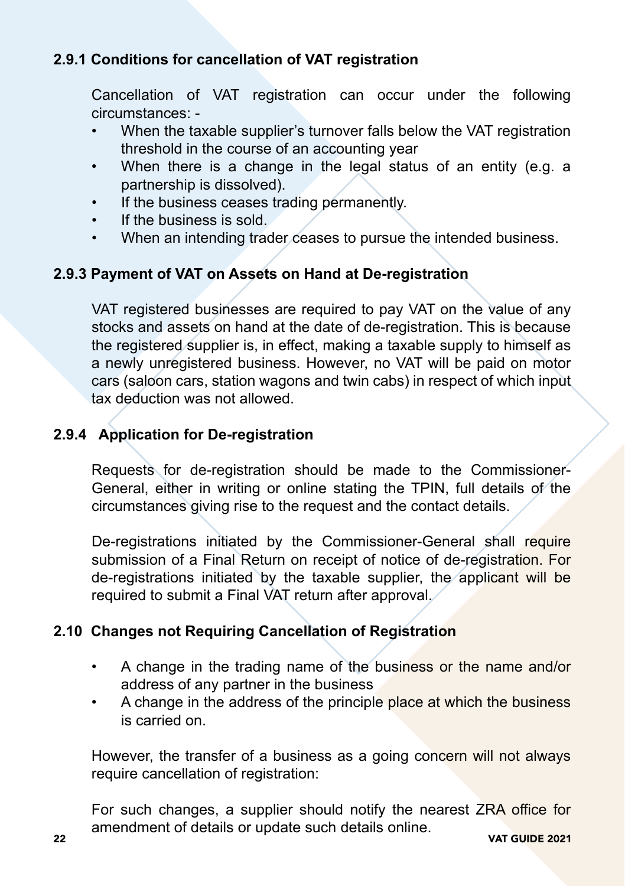### 2.9.1 Conditions for cancellation of VAT registration

Cancellation of VAT registration can occur under the following circumstances: -

- When the taxable supplier's turnover falls below the VAT registration threshold in the course of an accounting year
- When there is a change in the legal status of an entity (e.g. a partnership is dissolved).
- If the business ceases trading permanently.
- If the business is sold.
- When an intending trader ceases to pursue the intended business.

### 2.9.3 Payment of VAT on Assets on Hand at De-registration

VAT registered businesses are required to pay VAT on the value of any stocks and assets on hand at the date of de-registration. This is because the registered supplier is, in effect, making a taxable supply to himself as a newly unregistered business. However, no VAT will be paid on motor cars (saloon cars, station wagons and twin cabs) in respect of which input tax deduction was not allowed.

### 2.9.4 Application for De-registration

Requests for de-registration should be made to the Commissioner-General, either in writing or online stating the TPIN, full details of the circumstances giving rise to the request and the contact details.

De-registrations initiated by the Commissioner-General shall require submission of a Final Return on receipt of notice of de-registration. For de-registrations initiated by the taxable supplier, the applicant will be required to submit a Final VAT return after approval.

## 2.10 Changes not Requiring Cancellation of Registration

- A change in the trading name of the business or the name and/or address of any partner in the business
- A change in the address of the principle place at which the business is carried on.

However, the transfer of a business as a going concern will not always require cancellation of registration:

For such changes, a supplier should notify the nearest ZRA office for amendment of details or update such details online.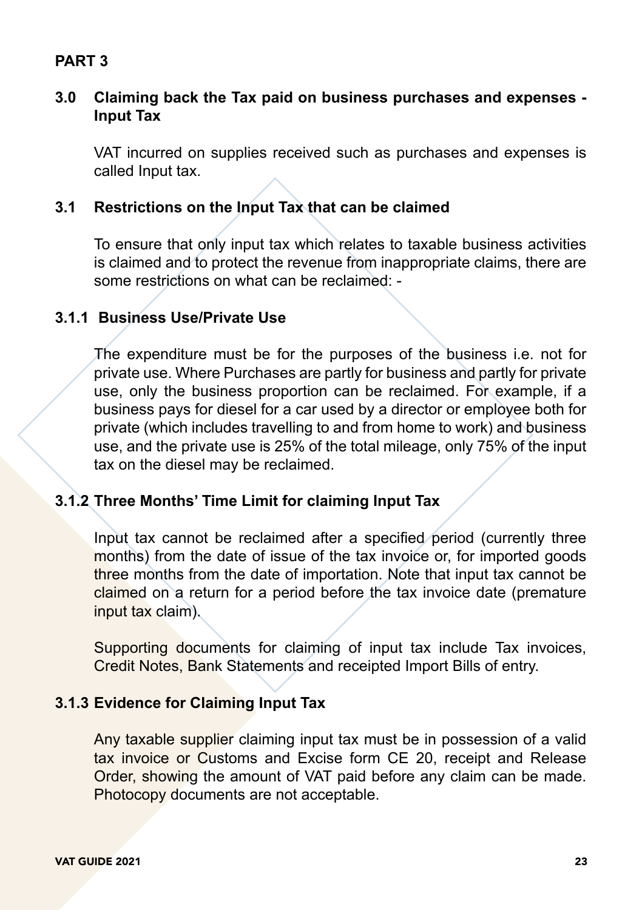## PART 3

### 3.0 Claiming back the Tax paid on business purchases and expenses - Input Tax

VAT incurred on supplies received such as purchases and expenses is called Input tax.

### 3.1 Restrictions on the Input Tax that can be claimed

To ensure that only input tax which relates to taxable business activities is claimed and to protect the revenue from inappropriate claims, there are some restrictions on what can be reclaimed: -

#### 3.1.1 Business Use/Private Use

The expenditure must be for the purposes of the business i.e. not for private use. Where Purchases are partly for business and partly for private use, only the business proportion can be reclaimed. For example, if a business pays for diesel for a car used by a director or employee both for private (which includes travelling to and from home to work) and business use, and the private use is 25% of the total mileage, only 75% of the input tax on the diesel may be reclaimed.

#### 3.1.2 Three Months' Time Limit for claiming Input Tax

Input tax cannot be reclaimed after a specified period (currently three months) from the date of issue of the tax invoice or, for imported goods three months from the date of importation. Note that input tax cannot be claimed on a return for a period before the tax invoice date (premature input tax claim).

Supporting documents for claiming of input tax include Tax invoices, Credit Notes, Bank Statements and receipted Import Bills of entry.

#### 3.1.3 Evidence for Claiming Input Tax

Any taxable supplier claiming input tax must be in possession of a valid tax invoice or Customs and Excise form CE 20, receipt and Release Order, showing the amount of VAT paid before any claim can be made. Photocopy documents are not acceptable.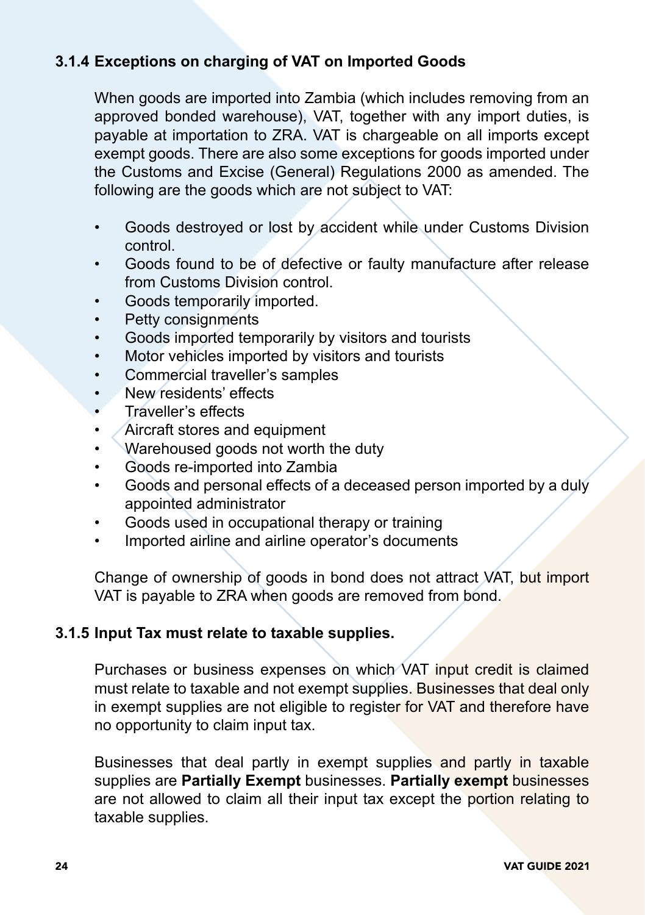### 3.1.4 Exceptions on charging of VAT on Imported Goods

When goods are imported into Zambia (which includes removing from an approved bonded warehouse), VAT, together with any import duties, is payable at importation to ZRA. VAT is chargeable on all imports except exempt goods. There are also some exceptions for goods imported under the Customs and Excise (General) Regulations 2000 as amended. The following are the goods which are not subject to VAT:

- Goods destroyed or lost by accident while under Customs Division control.
- Goods found to be of defective or faulty manufacture after release from Customs Division control.
- Goods temporarily imported.
- Petty consignments
- Goods imported temporarily by visitors and tourists
- Motor vehicles imported by visitors and tourists
- Commercial traveller's samples
- New residents' effects
- Traveller's effects
- Aircraft stores and equipment
- Warehoused goods not worth the duty
- Goods re-imported into Zambia
- Goods and personal effects of a deceased person imported by a duly appointed administrator
- Goods used in occupational therapy or training
- Imported airline and airline operator's documents

Change of ownership of goods in bond does not attract VAT, but import VAT is payable to ZRA when goods are removed from bond.

### 3.1.5 Input Tax must relate to taxable supplies.

Purchases or business expenses on which VAT input credit is claimed must relate to taxable and not exempt supplies. Businesses that deal only in exempt supplies are not eligible to register for VAT and therefore have no opportunity to claim input tax.

Businesses that deal partly in exempt supplies and partly in taxable supplies are **Partially Exempt** businesses. **Partially exempt** businesses are not allowed to claim all their input tax except the portion relating to taxable supplies.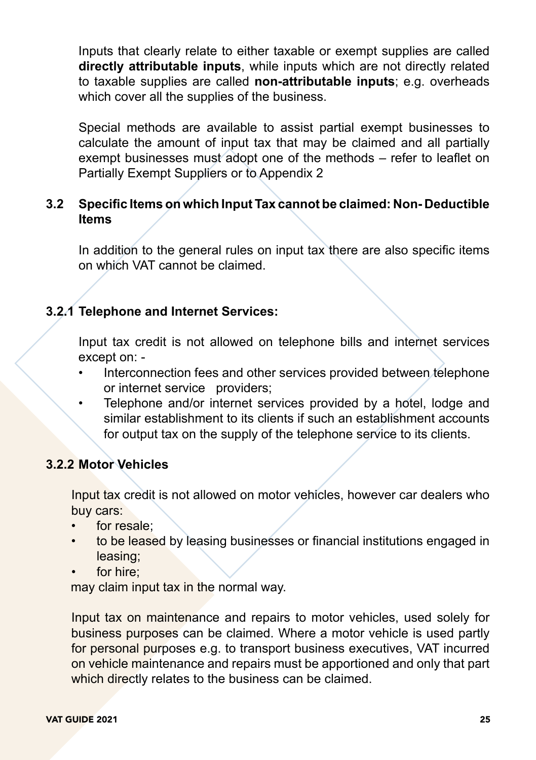Inputs that clearly relate to either taxable or exempt supplies are called **directly attributable inputs**, while inputs which are not directly related to taxable supplies are called **non-attributable inputs**; e.g. overheads which cover all the supplies of the business.

Special methods are available to assist partial exempt businesses to calculate the amount of input tax that may be claimed and all partially exempt businesses must adopt one of the methods – refer to leaflet on Partially Exempt Suppliers or to Appendix 2

### 3.2 Specific Items on which Input Tax cannot be claimed: Non- Deductible Items

In addition to the general rules on input tax there are also specific items on which VAT cannot be claimed.

#### 3.2.1 Telephone and Internet Services:

Input tax credit is not allowed on telephone bills and internet services except on: -

- Interconnection fees and other services provided between telephone or internet service providers;
- Telephone and/or internet services provided by a hotel, lodge and similar establishment to its clients if such an establishment accounts for output tax on the supply of the telephone service to its clients.

#### 3.2.2 Motor Vehicles

Input tax credit is not allowed on motor vehicles, however car dealers who buy cars:

- for resale;
- to be leased by leasing businesses or financial institutions engaged in leasing;
- for hire;

may claim input tax in the normal way.

Input tax on maintenance and repairs to motor vehicles, used solely for business purposes can be claimed. Where a motor vehicle is used partly for personal purposes e.g. to transport business executives, VAT incurred on vehicle maintenance and repairs must be apportioned and only that part which directly relates to the business can be claimed.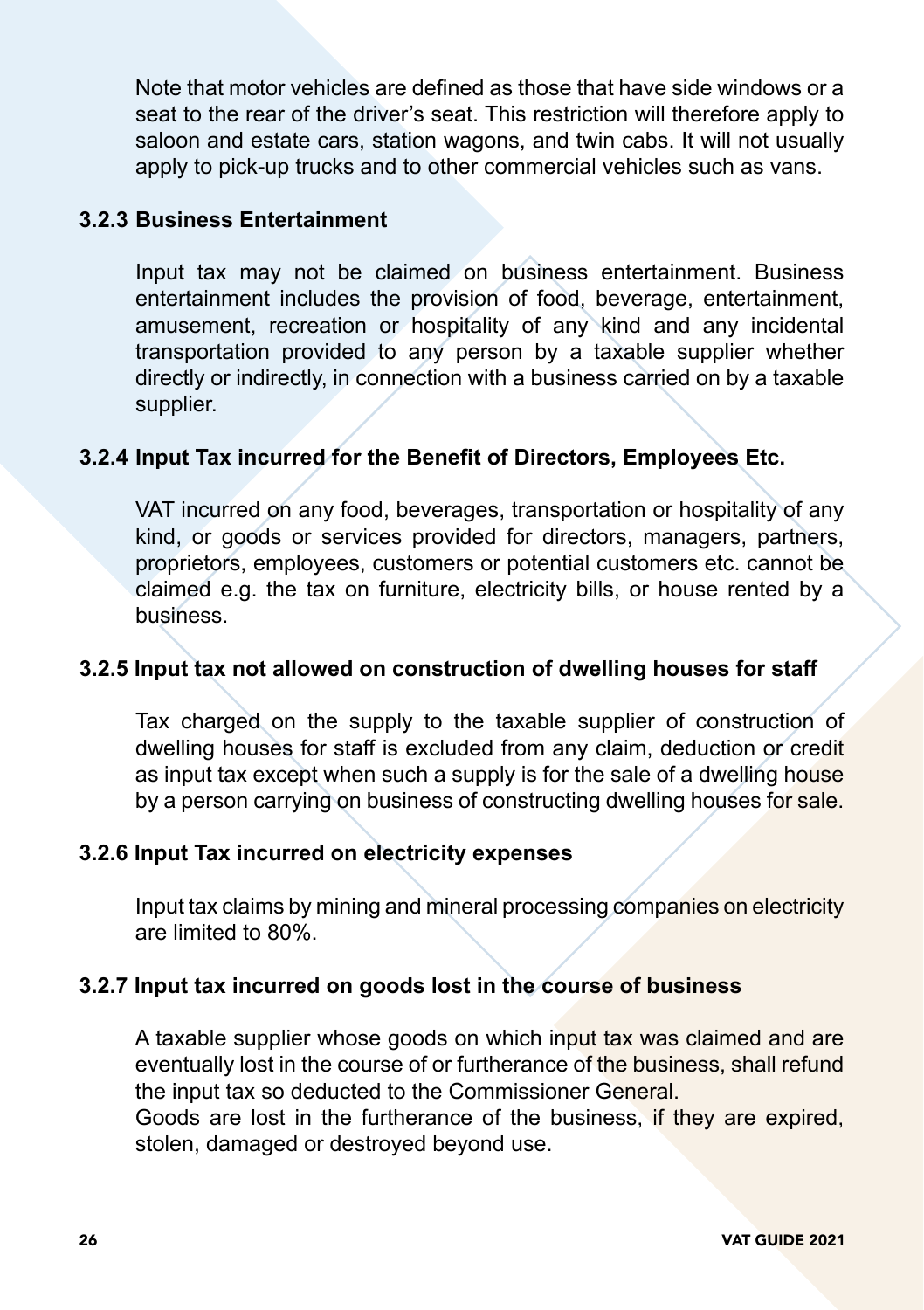Note that motor vehicles are defined as those that have side windows or a seat to the rear of the driver's seat. This restriction will therefore apply to saloon and estate cars, station wagons, and twin cabs. It will not usually apply to pick-up trucks and to other commercial vehicles such as vans.

### 3.2.3 Business Entertainment

Input tax may not be claimed on business entertainment. Business entertainment includes the provision of food, beverage, entertainment, amusement, recreation or hospitality of any kind and any incidental transportation provided to any person by a taxable supplier whether directly or indirectly, in connection with a business carried on by a taxable supplier.

### 3.2.4 Input Tax incurred for the Benefit of Directors, Employees Etc.

VAT incurred on any food, beverages, transportation or hospitality of any kind, or goods or services provided for directors, managers, partners, proprietors, employees, customers or potential customers etc. cannot be claimed e.g. the tax on furniture, electricity bills, or house rented by a business.

### 3.2.5 Input tax not allowed on construction of dwelling houses for staff

Tax charged on the supply to the taxable supplier of construction of dwelling houses for staff is excluded from any claim, deduction or credit as input tax except when such a supply is for the sale of a dwelling house by a person carrying on business of constructing dwelling houses for sale.

### 3.2.6 Input Tax incurred on electricity expenses

Input tax claims by mining and mineral processing companies on electricity are limited to 80%.

### 3.2.7 Input tax incurred on goods lost in the course of business

A taxable supplier whose goods on which input tax was claimed and are eventually lost in the course of or furtherance of the business, shall refund the input tax so deducted to the Commissioner General.
Goods are lost in the furtherance of the business, if they are expired, stolen, damaged or destroyed beyond use.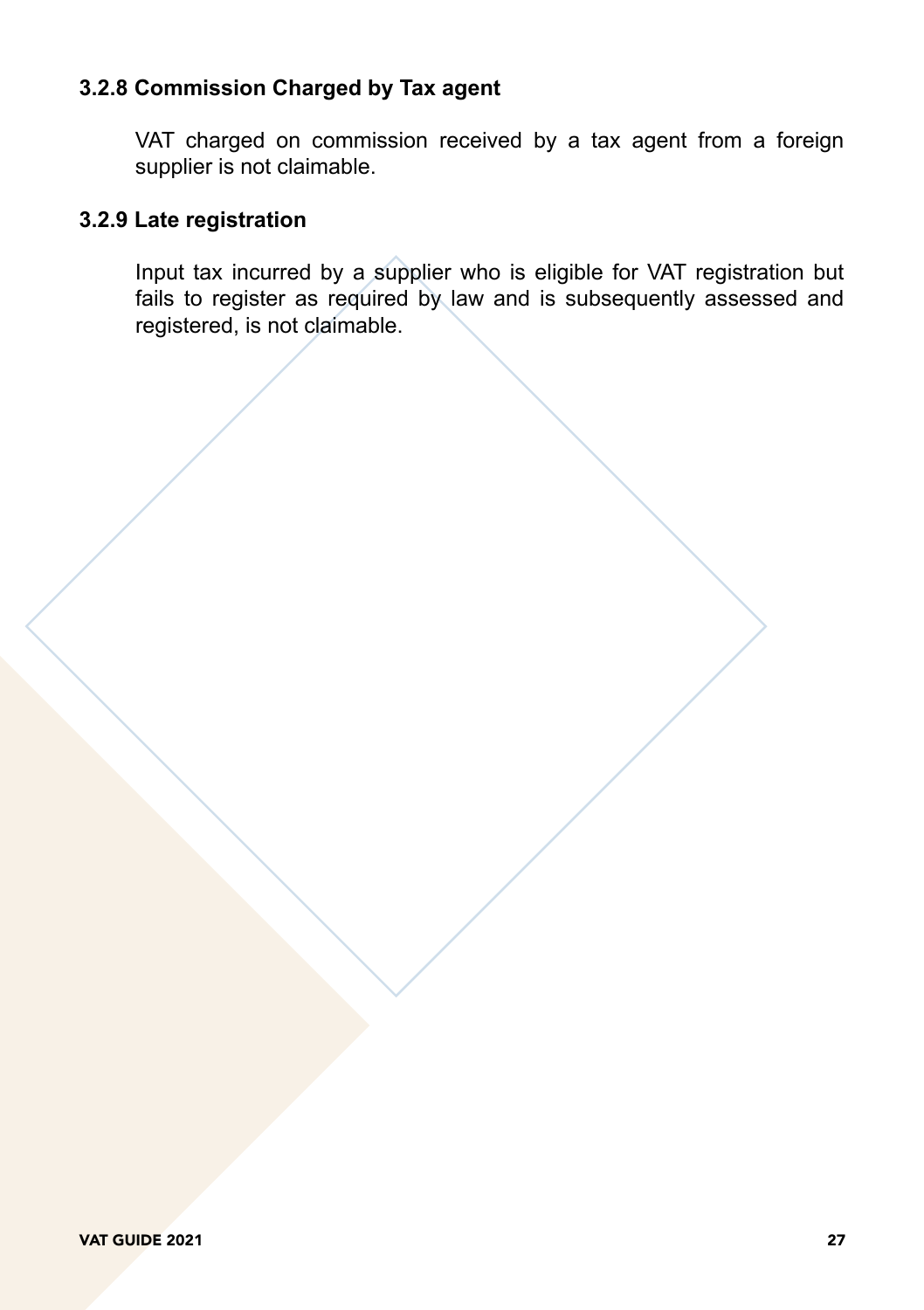### 3.2.8 Commission Charged by Tax agent

VAT charged on commission received by a tax agent from a foreign supplier is not claimable.

### 3.2.9 Late registration

Input tax incurred by a supplier who is eligible for VAT registration but fails to register as required by law and is subsequently assessed and registered, is not claimable.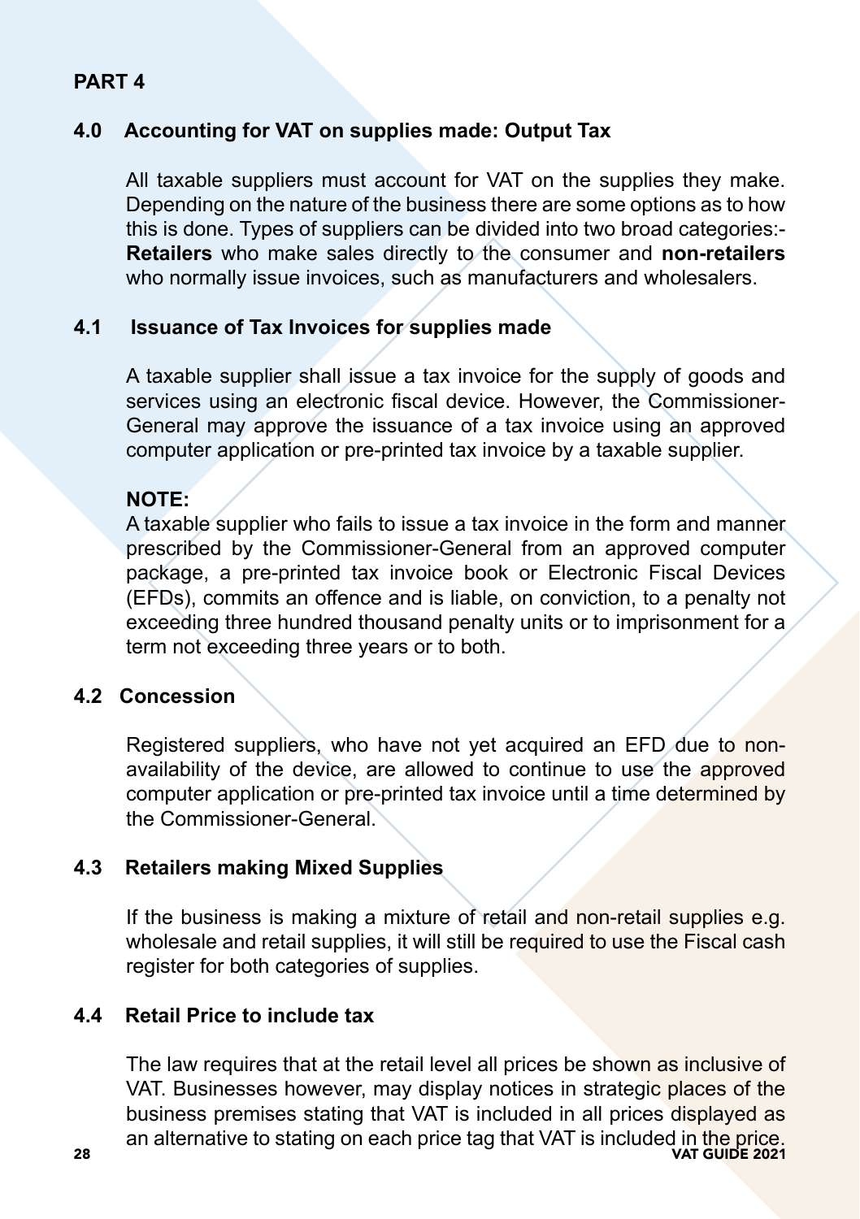## PART 4

### 4.0 Accounting for VAT on supplies made: Output Tax

All taxable suppliers must account for VAT on the supplies they make. Depending on the nature of the business there are some options as to how this is done. Types of suppliers can be divided into two broad categories:- **Retailers** who make sales directly to the consumer and **non-retailers** who normally issue invoices, such as manufacturers and wholesalers.

### 4.1 Issuance of Tax Invoices for supplies made

A taxable supplier shall issue a tax invoice for the supply of goods and services using an electronic fiscal device. However, the Commissioner-General may approve the issuance of a tax invoice using an approved computer application or pre-printed tax invoice by a taxable supplier.

**NOTE:**
A taxable supplier who fails to issue a tax invoice in the form and manner prescribed by the Commissioner-General from an approved computer package, a pre-printed tax invoice book or Electronic Fiscal Devices (EFDs), commits an offence and is liable, on conviction, to a penalty not exceeding three hundred thousand penalty units or to imprisonment for a term not exceeding three years or to both.

### 4.2 Concession

Registered suppliers, who have not yet acquired an EFD due to non-availability of the device, are allowed to continue to use the approved computer application or pre-printed tax invoice until a time determined by the Commissioner-General.

### 4.3 Retailers making Mixed Supplies

If the business is making a mixture of retail and non-retail supplies e.g. wholesale and retail supplies, it will still be required to use the Fiscal cash register for both categories of supplies.

### 4.4 Retail Price to include tax

The law requires that at the retail level all prices be shown as inclusive of VAT. Businesses however, may display notices in strategic places of the business premises stating that VAT is included in all prices displayed as an alternative to stating on each price tag that VAT is included in the price.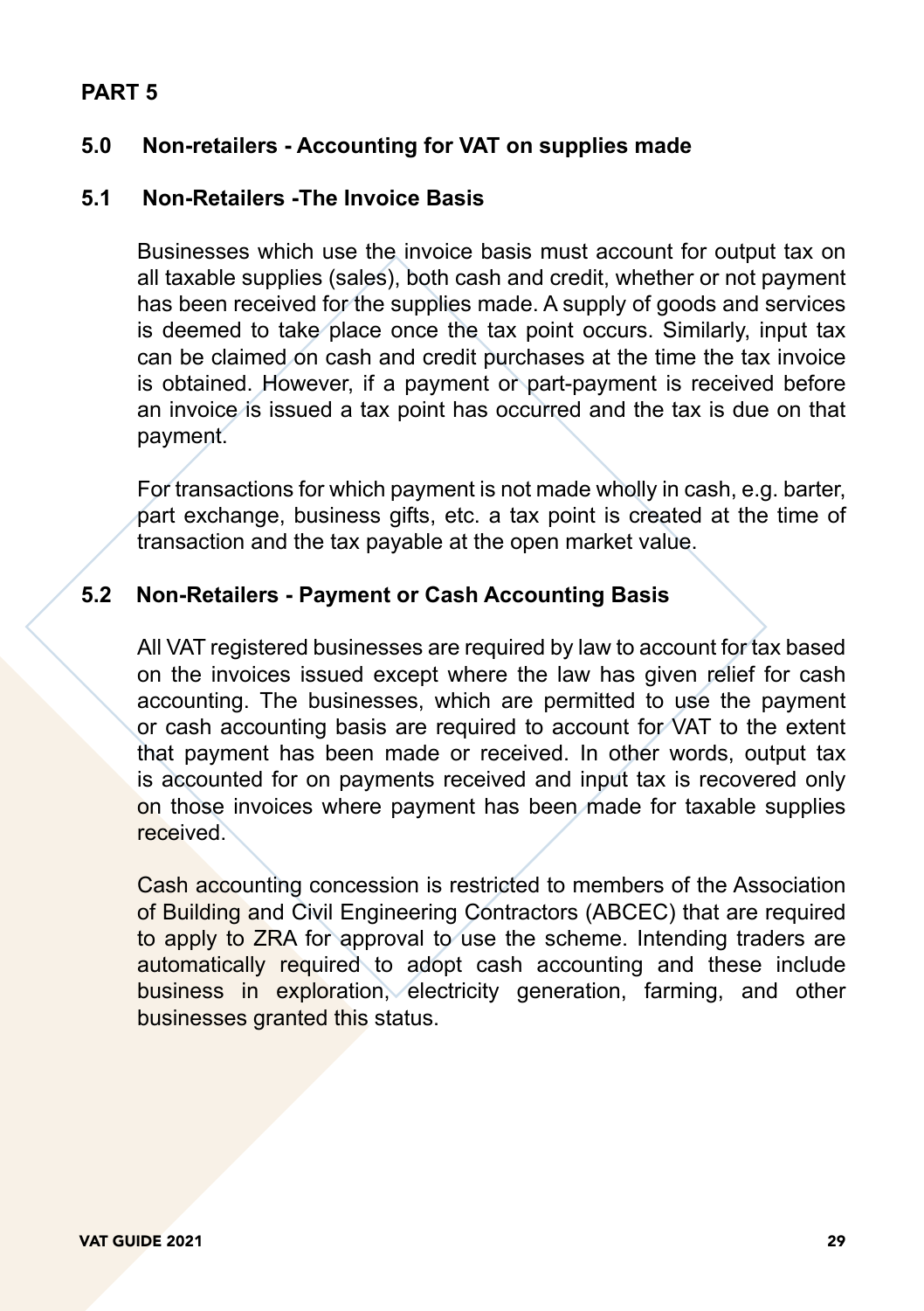# PART 5

## 5.0 Non-retailers - Accounting for VAT on supplies made

### 5.1 Non-Retailers -The Invoice Basis

Businesses which use the invoice basis must account for output tax on all taxable supplies (sales), both cash and credit, whether or not payment has been received for the supplies made. A supply of goods and services is deemed to take place once the tax point occurs. Similarly, input tax can be claimed on cash and credit purchases at the time the tax invoice is obtained. However, if a payment or part-payment is received before an invoice is issued a tax point has occurred and the tax is due on that payment.

For transactions for which payment is not made wholly in cash, e.g. barter, part exchange, business gifts, etc. a tax point is created at the time of transaction and the tax payable at the open market value.

### 5.2 Non-Retailers - Payment or Cash Accounting Basis

All VAT registered businesses are required by law to account for tax based on the invoices issued except where the law has given relief for cash accounting. The businesses, which are permitted to use the payment or cash accounting basis are required to account for VAT to the extent that payment has been made or received. In other words, output tax is accounted for on payments received and input tax is recovered only on those invoices where payment has been made for taxable supplies received.

Cash accounting concession is restricted to members of the Association of Building and Civil Engineering Contractors (ABCEC) that are required to apply to ZRA for approval to use the scheme. Intending traders are automatically required to adopt cash accounting and these include business in exploration, electricity generation, farming, and other businesses granted this status.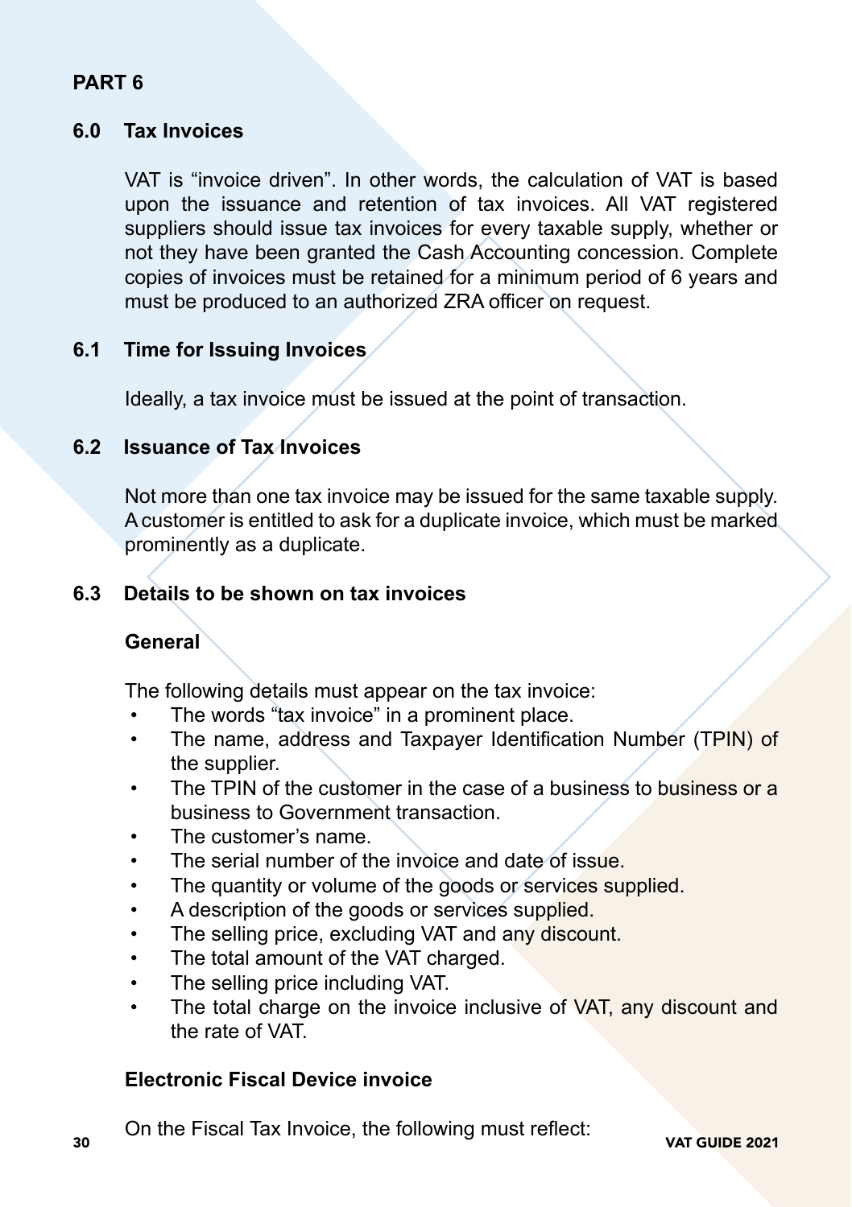## PART 6

### 6.0 Tax Invoices

VAT is "invoice driven". In other words, the calculation of VAT is based upon the issuance and retention of tax invoices. All VAT registered suppliers should issue tax invoices for every taxable supply, whether or not they have been granted the Cash Accounting concession. Complete copies of invoices must be retained for a minimum period of 6 years and must be produced to an authorized ZRA officer on request.

### 6.1 Time for Issuing Invoices

Ideally, a tax invoice must be issued at the point of transaction.

### 6.2 Issuance of Tax Invoices

Not more than one tax invoice may be issued for the same taxable supply. A customer is entitled to ask for a duplicate invoice, which must be marked prominently as a duplicate.

### 6.3 Details to be shown on tax invoices

**General**

The following details must appear on the tax invoice:

- The words "tax invoice" in a prominent place.
- The name, address and Taxpayer Identification Number (TPIN) of the supplier.
- The TPIN of the customer in the case of a business to business or a business to Government transaction.
- The customer's name.
- The serial number of the invoice and date of issue.
- The quantity or volume of the goods or services supplied.
- A description of the goods or services supplied.
- The selling price, excluding VAT and any discount.
- The total amount of the VAT charged.
- The selling price including VAT.
- The total charge on the invoice inclusive of VAT, any discount and the rate of VAT.

**Electronic Fiscal Device invoice**

On the Fiscal Tax Invoice, the following must reflect: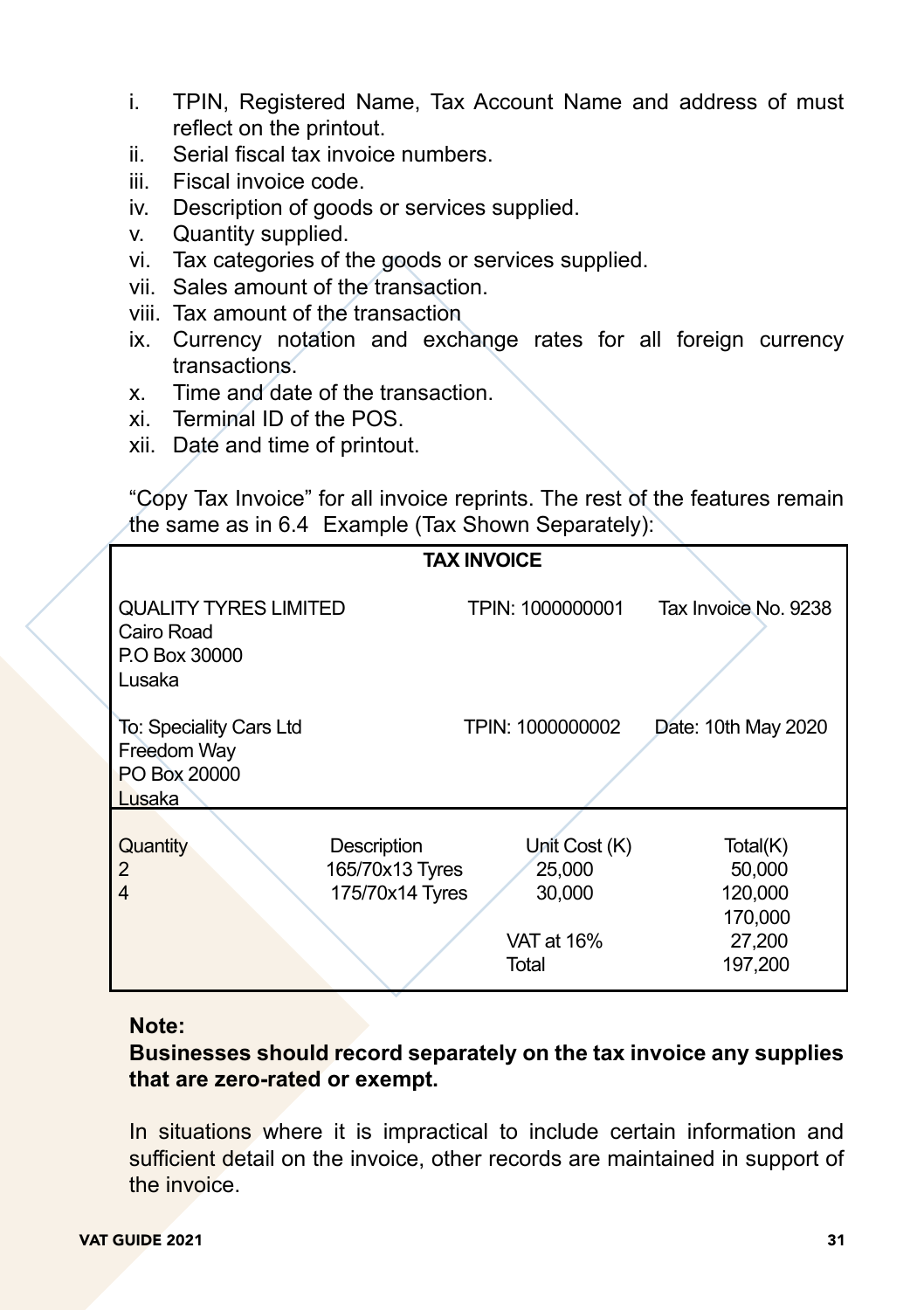i. TPIN, Registered Name, Tax Account Name and address of must reflect on the printout.
ii. Serial fiscal tax invoice numbers.
iii. Fiscal invoice code.
iv. Description of goods or services supplied.
v. Quantity supplied.
vi. Tax categories of the goods or services supplied.
vii. Sales amount of the transaction.
viii. Tax amount of the transaction
ix. Currency notation and exchange rates for all foreign currency transactions.
x. Time and date of the transaction.
xi. Terminal ID of the POS.
xii. Date and time of printout.

"Copy Tax Invoice" for all invoice reprints. The rest of the features remain the same as in 6.4 Example (Tax Shown Separately):

| **TAX INVOICE** | | | |
|---|---|---|---|
| QUALITY TYRES LIMITED<br>Cairo Road<br>P.O Box 30000<br>Lusaka | | TPIN: 1000000001 | Tax Invoice No. 9238 |
| To: Speciality Cars Ltd<br>Freedom Way<br>PO Box 20000<br>Lusaka | | TPIN: 1000000002 | Date: 10th May 2020 |
| Quantity | Description | Unit Cost (K) | Total(K) |
| 2 | 165/70x13 Tyres | 25,000 | 50,000 |
| 4 | 175/70x14 Tyres | 30,000 | 120,000 |
| | | | 170,000 |
| | | VAT at 16% | 27,200 |
| | | Total | 197,200 |

**Note:**

**Businesses should record separately on the tax invoice any supplies that are zero-rated or exempt.**

In situations where it is impractical to include certain information and sufficient detail on the invoice, other records are maintained in support of the invoice.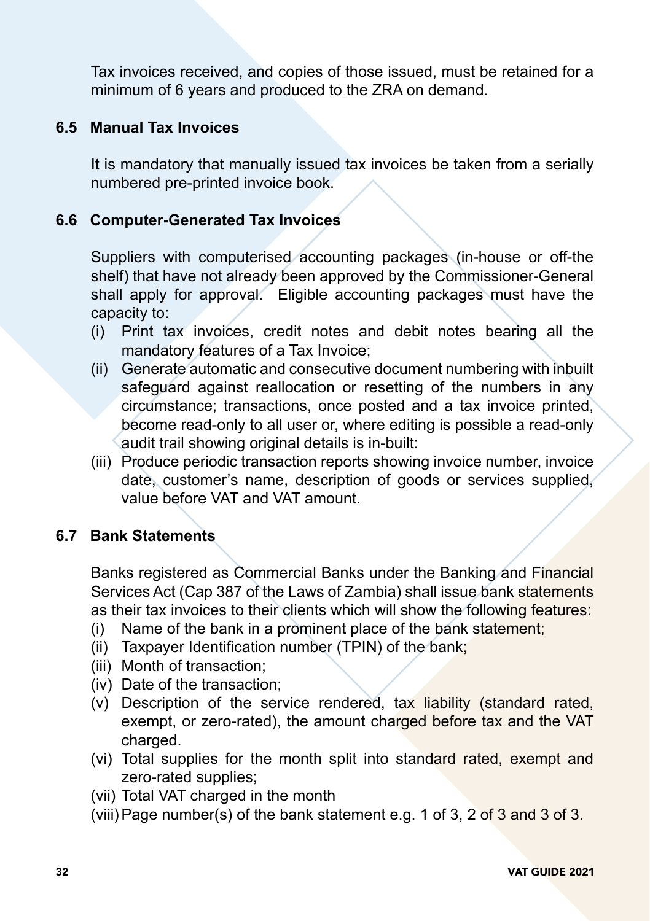Tax invoices received, and copies of those issued, must be retained for a minimum of 6 years and produced to the ZRA on demand.

### 6.5 Manual Tax Invoices

It is mandatory that manually issued tax invoices be taken from a serially numbered pre-printed invoice book.

### 6.6 Computer-Generated Tax Invoices

Suppliers with computerised accounting packages (in-house or off-the shelf) that have not already been approved by the Commissioner-General shall apply for approval. Eligible accounting packages must have the capacity to:

(i) Print tax invoices, credit notes and debit notes bearing all the mandatory features of a Tax Invoice;

(ii) Generate automatic and consecutive document numbering with inbuilt safeguard against reallocation or resetting of the numbers in any circumstance; transactions, once posted and a tax invoice printed, become read-only to all user or, where editing is possible a read-only audit trail showing original details is in-built:

(iii) Produce periodic transaction reports showing invoice number, invoice date, customer's name, description of goods or services supplied, value before VAT and VAT amount.

### 6.7 Bank Statements

Banks registered as Commercial Banks under the Banking and Financial Services Act (Cap 387 of the Laws of Zambia) shall issue bank statements as their tax invoices to their clients which will show the following features:

(i) Name of the bank in a prominent place of the bank statement;

(ii) Taxpayer Identification number (TPIN) of the bank;

(iii) Month of transaction;

(iv) Date of the transaction;

(v) Description of the service rendered, tax liability (standard rated, exempt, or zero-rated), the amount charged before tax and the VAT charged.

(vi) Total supplies for the month split into standard rated, exempt and zero-rated supplies;

(vii) Total VAT charged in the month

(viii) Page number(s) of the bank statement e.g. 1 of 3, 2 of 3 and 3 of 3.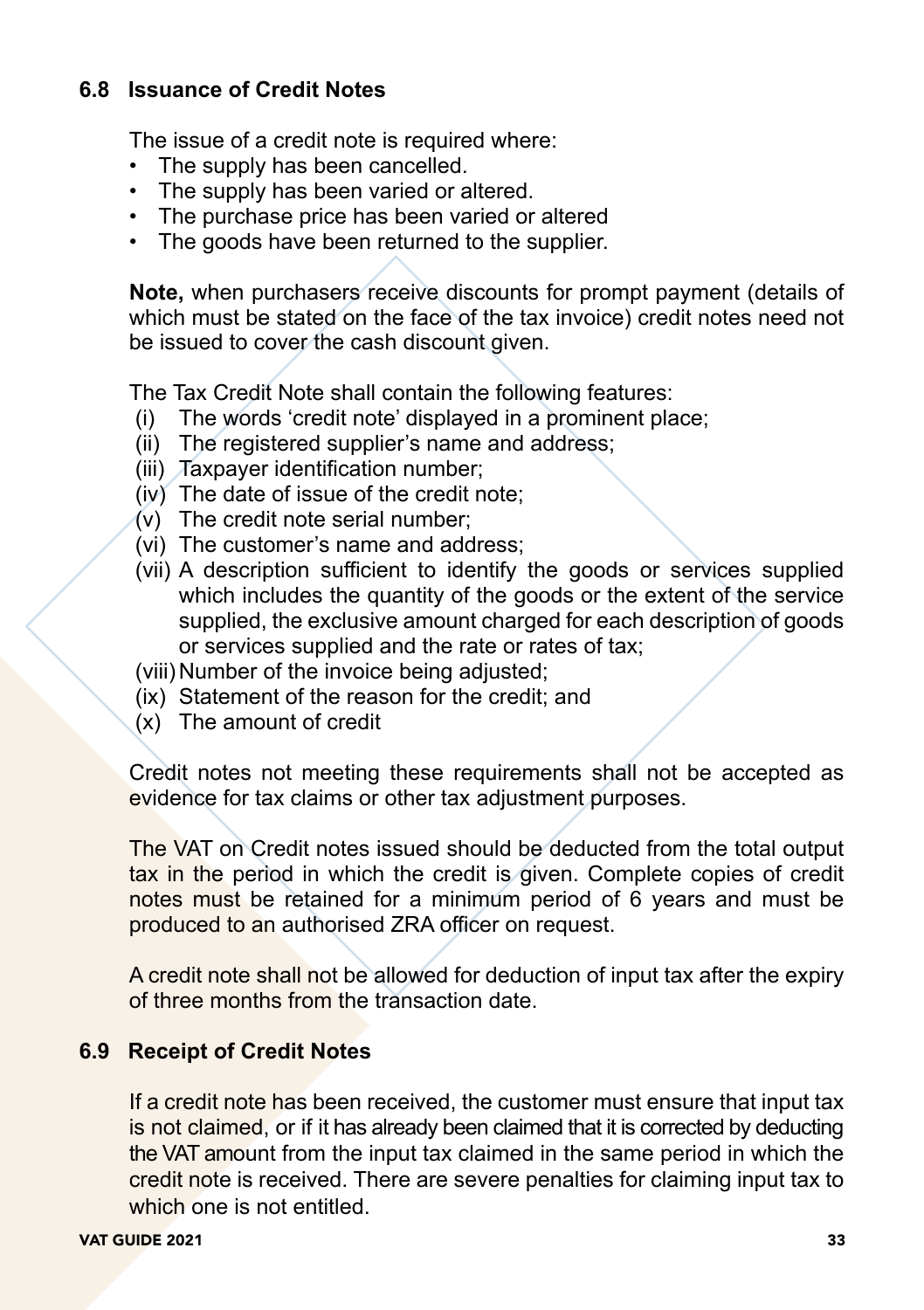## 6.8 Issuance of Credit Notes

The issue of a credit note is required where:

- The supply has been cancelled.
- The supply has been varied or altered.
- The purchase price has been varied or altered
- The goods have been returned to the supplier.

**Note,** when purchasers receive discounts for prompt payment (details of which must be stated on the face of the tax invoice) credit notes need not be issued to cover the cash discount given.

The Tax Credit Note shall contain the following features:

(i) The words 'credit note' displayed in a prominent place;
(ii) The registered supplier's name and address;
(iii) Taxpayer identification number;
(iv) The date of issue of the credit note;
(v) The credit note serial number;
(vi) The customer's name and address;
(vii) A description sufficient to identify the goods or services supplied which includes the quantity of the goods or the extent of the service supplied, the exclusive amount charged for each description of goods or services supplied and the rate or rates of tax;
(viii) Number of the invoice being adjusted;
(ix) Statement of the reason for the credit; and
(x) The amount of credit

Credit notes not meeting these requirements shall not be accepted as evidence for tax claims or other tax adjustment purposes.

The VAT on Credit notes issued should be deducted from the total output tax in the period in which the credit is given. Complete copies of credit notes must be retained for a minimum period of 6 years and must be produced to an authorised ZRA officer on request.

A credit note shall not be allowed for deduction of input tax after the expiry of three months from the transaction date.

## 6.9 Receipt of Credit Notes

If a credit note has been received, the customer must ensure that input tax is not claimed, or if it has already been claimed that it is corrected by deducting the VAT amount from the input tax claimed in the same period in which the credit note is received. There are severe penalties for claiming input tax to which one is not entitled.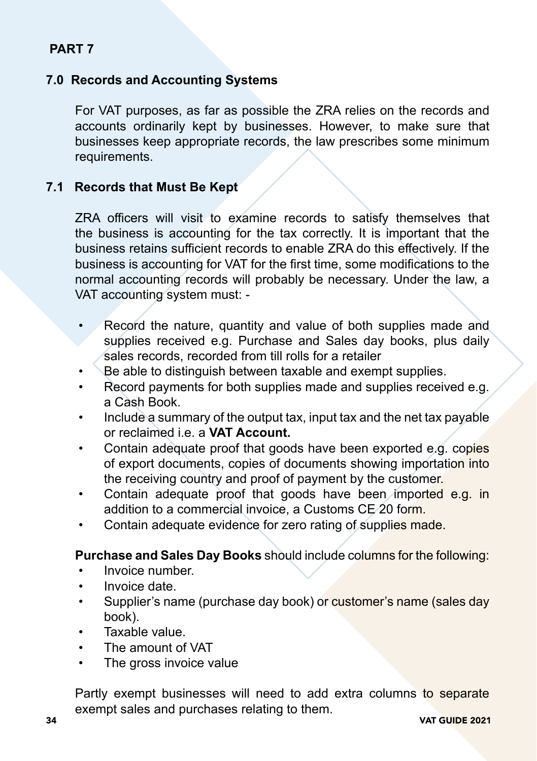## PART 7

### 7.0 Records and Accounting Systems

For VAT purposes, as far as possible the ZRA relies on the records and accounts ordinarily kept by businesses. However, to make sure that businesses keep appropriate records, the law prescribes some minimum requirements.

### 7.1 Records that Must Be Kept

ZRA officers will visit to examine records to satisfy themselves that the business is accounting for the tax correctly. It is important that the business retains sufficient records to enable ZRA do this effectively. If the business is accounting for VAT for the first time, some modifications to the normal accounting records will probably be necessary. Under the law, a VAT accounting system must: -

- Record the nature, quantity and value of both supplies made and supplies received e.g. Purchase and Sales day books, plus daily sales records, recorded from till rolls for a retailer
- Be able to distinguish between taxable and exempt supplies.
- Record payments for both supplies made and supplies received e.g. a Cash Book.
- Include a summary of the output tax, input tax and the net tax payable or reclaimed i.e. a **VAT Account.**
- Contain adequate proof that goods have been exported e.g. copies of export documents, copies of documents showing importation into the receiving country and proof of payment by the customer.
- Contain adequate proof that goods have been imported e.g. in addition to a commercial invoice, a Customs CE 20 form.
- Contain adequate evidence for zero rating of supplies made.

**Purchase and Sales Day Books** should include columns for the following:

- Invoice number.
- Invoice date.
- Supplier's name (purchase day book) or customer's name (sales day book).
- Taxable value.
- The amount of VAT
- The gross invoice value

Partly exempt businesses will need to add extra columns to separate exempt sales and purchases relating to them.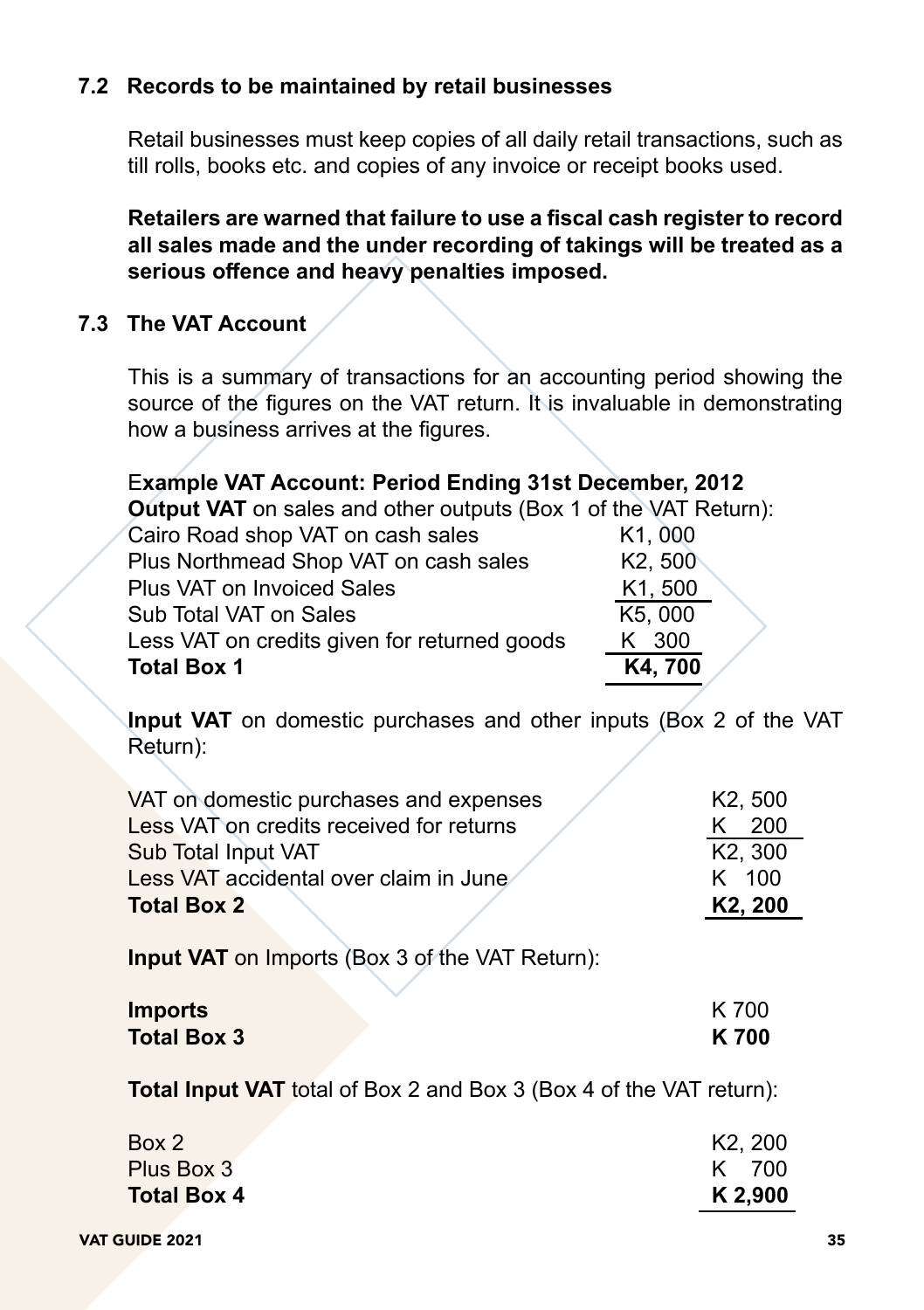### 7.2 Records to be maintained by retail businesses

Retail businesses must keep copies of all daily retail transactions, such as till rolls, books etc. and copies of any invoice or receipt books used.

**Retailers are warned that failure to use a fiscal cash register to record all sales made and the under recording of takings will be treated as a serious offence and heavy penalties imposed.**

### 7.3 The VAT Account

This is a summary of transactions for an accounting period showing the source of the figures on the VAT return. It is invaluable in demonstrating how a business arrives at the figures.

**Example VAT Account: Period Ending 31st December, 2012**

**Output VAT** on sales and other outputs (Box 1 of the VAT Return):

| | |
|---|---|
| Cairo Road shop VAT on cash sales | K1, 000 |
| Plus Northmead Shop VAT on cash sales | K2, 500 |
| Plus VAT on Invoiced Sales | K1, 500 |
| Sub Total VAT on Sales | K5, 000 |
| Less VAT on credits given for returned goods | K 300 |
| **Total Box 1** | **K4, 700** |

**Input VAT** on domestic purchases and other inputs (Box 2 of the VAT Return):

| | |
|---|---|
| VAT on domestic purchases and expenses | K2, 500 |
| Less VAT on credits received for returns | K 200 |
| Sub Total Input VAT | K2, 300 |
| Less VAT accidental over claim in June | K 100 |
| **Total Box 2** | **K2, 200** |

**Input VAT** on Imports (Box 3 of the VAT Return):

| | |
|---|---|
| **Imports** | K 700 |
| **Total Box 3** | **K 700** |

**Total Input VAT** total of Box 2 and Box 3 (Box 4 of the VAT return):

| | |
|---|---|
| Box 2 | K2, 200 |
| Plus Box 3 | K 700 |
| **Total Box 4** | **K 2,900** |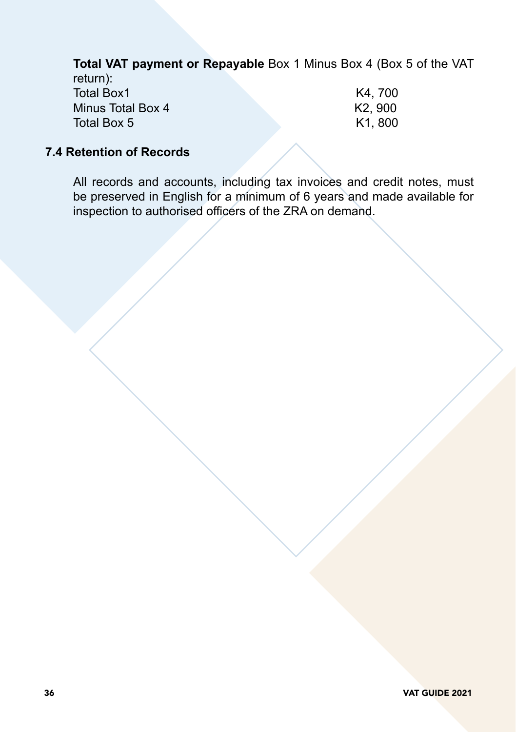**Total VAT payment or Repayable** Box 1 Minus Box 4 (Box 5 of the VAT return):

| | |
|---|---|
| Total Box1 | K4, 700 |
| Minus Total Box 4 | K2, 900 |
| Total Box 5 | K1, 800 |

### 7.4 Retention of Records

All records and accounts, including tax invoices and credit notes, must be preserved in English for a minimum of 6 years and made available for inspection to authorised officers of the ZRA on demand.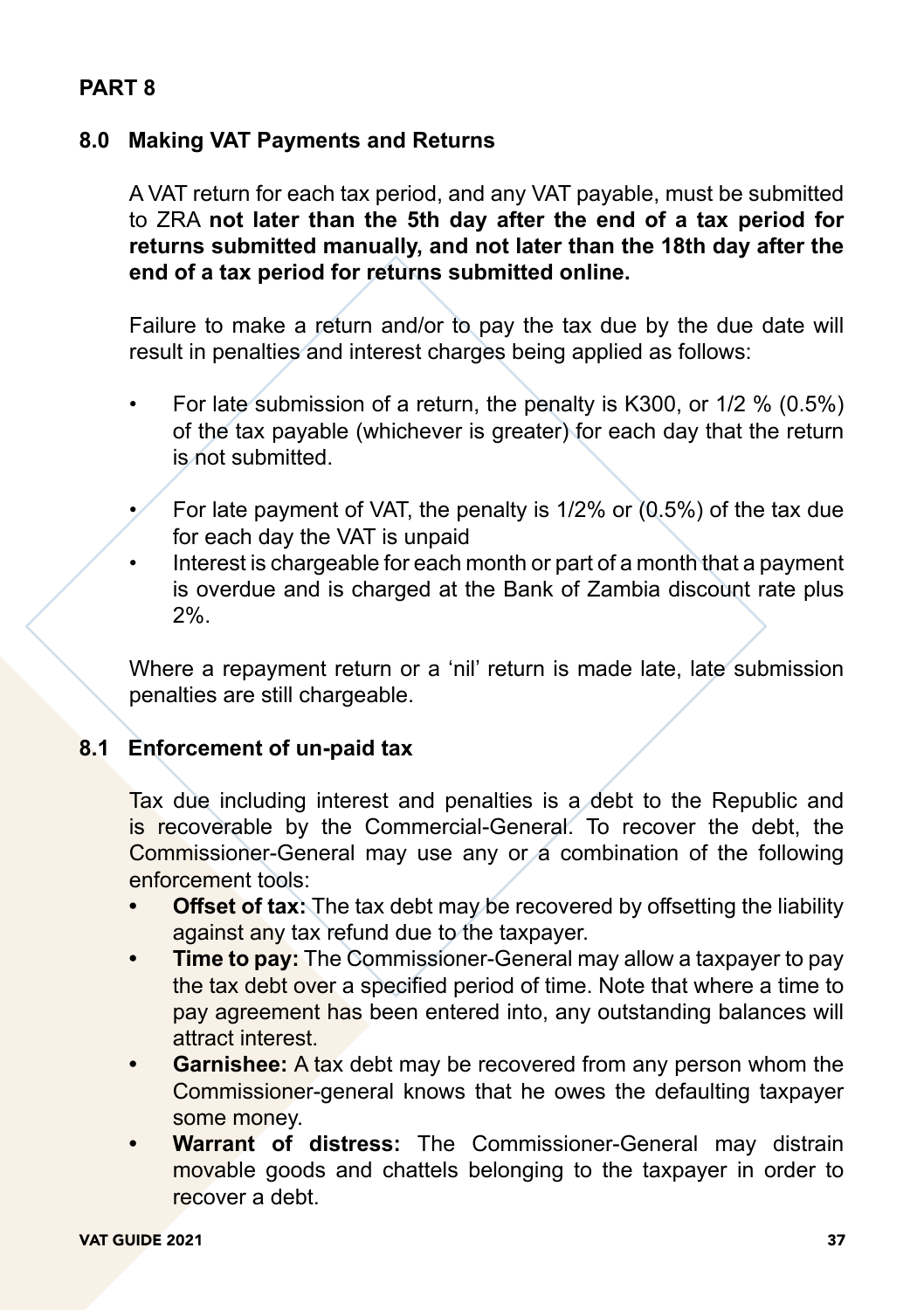# PART 8

## 8.0 Making VAT Payments and Returns

A VAT return for each tax period, and any VAT payable, must be submitted to ZRA **not later than the 5th day after the end of a tax period for returns submitted manually, and not later than the 18th day after the end of a tax period for returns submitted online.**

Failure to make a return and/or to pay the tax due by the due date will result in penalties and interest charges being applied as follows:

- For late submission of a return, the penalty is K300, or 1/2 % (0.5%) of the tax payable (whichever is greater) for each day that the return is not submitted.
- For late payment of VAT, the penalty is 1/2% or (0.5%) of the tax due for each day the VAT is unpaid
- Interest is chargeable for each month or part of a month that a payment is overdue and is charged at the Bank of Zambia discount rate plus 2%.

Where a repayment return or a 'nil' return is made late, late submission penalties are still chargeable.

## 8.1 Enforcement of un-paid tax

Tax due including interest and penalties is a debt to the Republic and is recoverable by the Commercial-General. To recover the debt, the Commissioner-General may use any or a combination of the following enforcement tools:

- **Offset of tax:** The tax debt may be recovered by offsetting the liability against any tax refund due to the taxpayer.
- **Time to pay:** The Commissioner-General may allow a taxpayer to pay the tax debt over a specified period of time. Note that where a time to pay agreement has been entered into, any outstanding balances will attract interest.
- **Garnishee:** A tax debt may be recovered from any person whom the Commissioner-general knows that he owes the defaulting taxpayer some money.
- **Warrant of distress:** The Commissioner-General may distrain movable goods and chattels belonging to the taxpayer in order to recover a debt.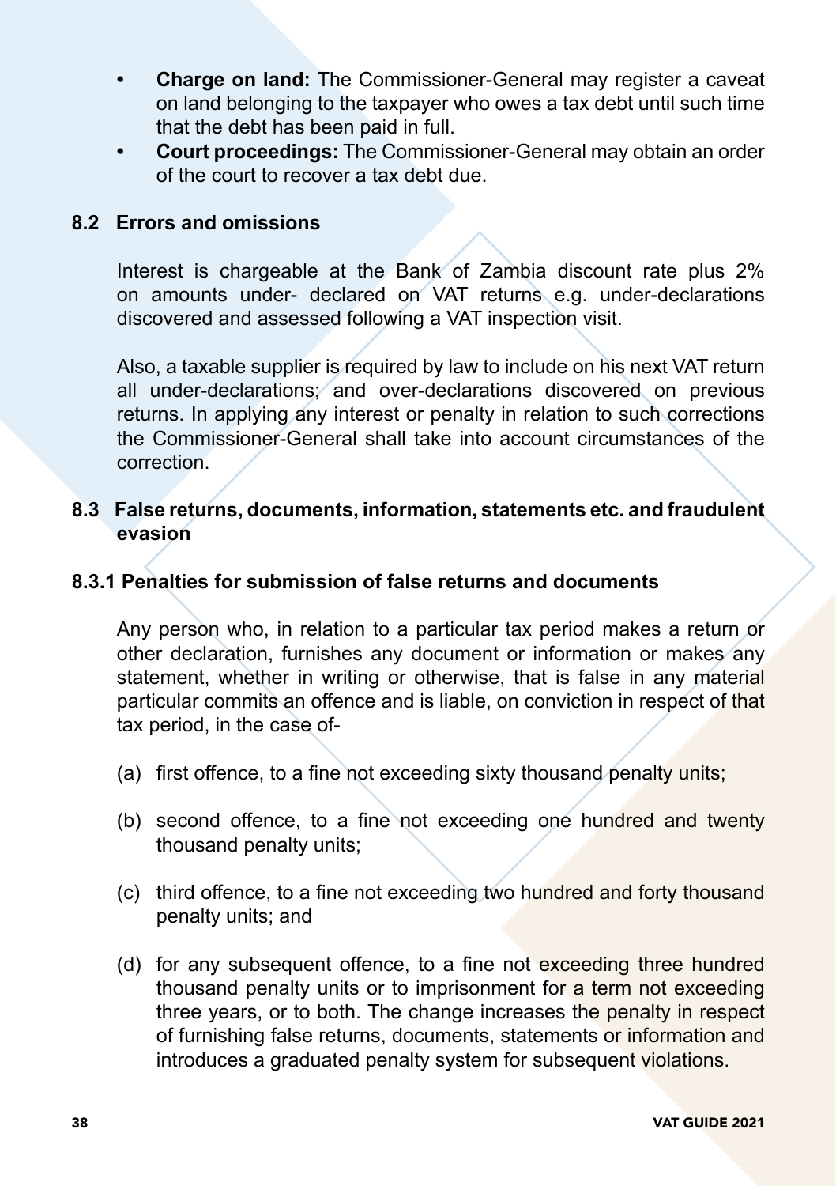- **Charge on land:** The Commissioner-General may register a caveat on land belonging to the taxpayer who owes a tax debt until such time that the debt has been paid in full.
- **Court proceedings:** The Commissioner-General may obtain an order of the court to recover a tax debt due.

## 8.2 Errors and omissions

Interest is chargeable at the Bank of Zambia discount rate plus 2% on amounts under- declared on VAT returns e.g. under-declarations discovered and assessed following a VAT inspection visit.

Also, a taxable supplier is required by law to include on his next VAT return all under-declarations; and over-declarations discovered on previous returns. In applying any interest or penalty in relation to such corrections the Commissioner-General shall take into account circumstances of the correction.

## 8.3 False returns, documents, information, statements etc. and fraudulent evasion

### 8.3.1 Penalties for submission of false returns and documents

Any person who, in relation to a particular tax period makes a return or other declaration, furnishes any document or information or makes any statement, whether in writing or otherwise, that is false in any material particular commits an offence and is liable, on conviction in respect of that tax period, in the case of-

(a) first offence, to a fine not exceeding sixty thousand penalty units;

(b) second offence, to a fine not exceeding one hundred and twenty thousand penalty units;

(c) third offence, to a fine not exceeding two hundred and forty thousand penalty units; and

(d) for any subsequent offence, to a fine not exceeding three hundred thousand penalty units or to imprisonment for a term not exceeding three years, or to both. The change increases the penalty in respect of furnishing false returns, documents, statements or information and introduces a graduated penalty system for subsequent violations.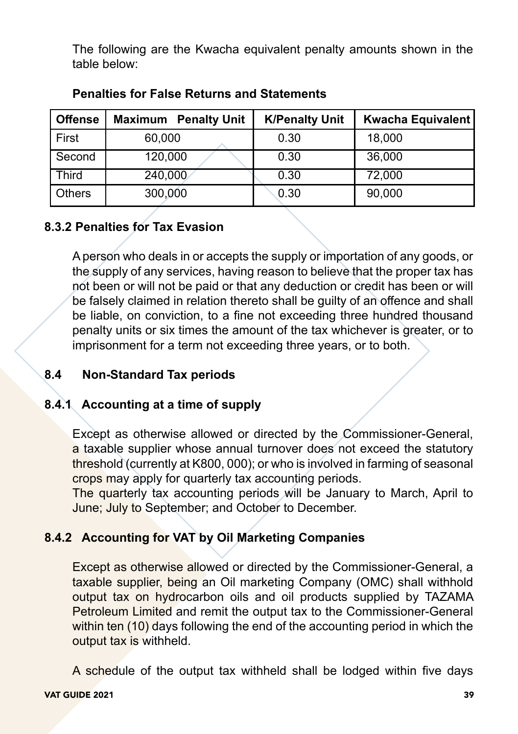The following are the Kwacha equivalent penalty amounts shown in the table below:

**Penalties for False Returns and Statements**

| Offense | Maximum Penalty Unit | K/Penalty Unit | Kwacha Equivalent |
|---|---|---|---|
| First | 60,000 | 0.30 | 18,000 |
| Second | 120,000 | 0.30 | 36,000 |
| Third | 240,000 | 0.30 | 72,000 |
| Others | 300,000 | 0.30 | 90,000 |

### 8.3.2 Penalties for Tax Evasion

A person who deals in or accepts the supply or importation of any goods, or the supply of any services, having reason to believe that the proper tax has not been or will not be paid or that any deduction or credit has been or will be falsely claimed in relation thereto shall be guilty of an offence and shall be liable, on conviction, to a fine not exceeding three hundred thousand penalty units or six times the amount of the tax whichever is greater, or to imprisonment for a term not exceeding three years, or to both.

## 8.4 Non-Standard Tax periods

### 8.4.1 Accounting at a time of supply

Except as otherwise allowed or directed by the Commissioner-General, a taxable supplier whose annual turnover does not exceed the statutory threshold (currently at K800, 000); or who is involved in farming of seasonal crops may apply for quarterly tax accounting periods.

The quarterly tax accounting periods will be January to March, April to June; July to September; and October to December.

### 8.4.2 Accounting for VAT by Oil Marketing Companies

Except as otherwise allowed or directed by the Commissioner-General, a taxable supplier, being an Oil marketing Company (OMC) shall withhold output tax on hydrocarbon oils and oil products supplied by TAZAMA Petroleum Limited and remit the output tax to the Commissioner-General within ten (10) days following the end of the accounting period in which the output tax is withheld.

A schedule of the output tax withheld shall be lodged within five days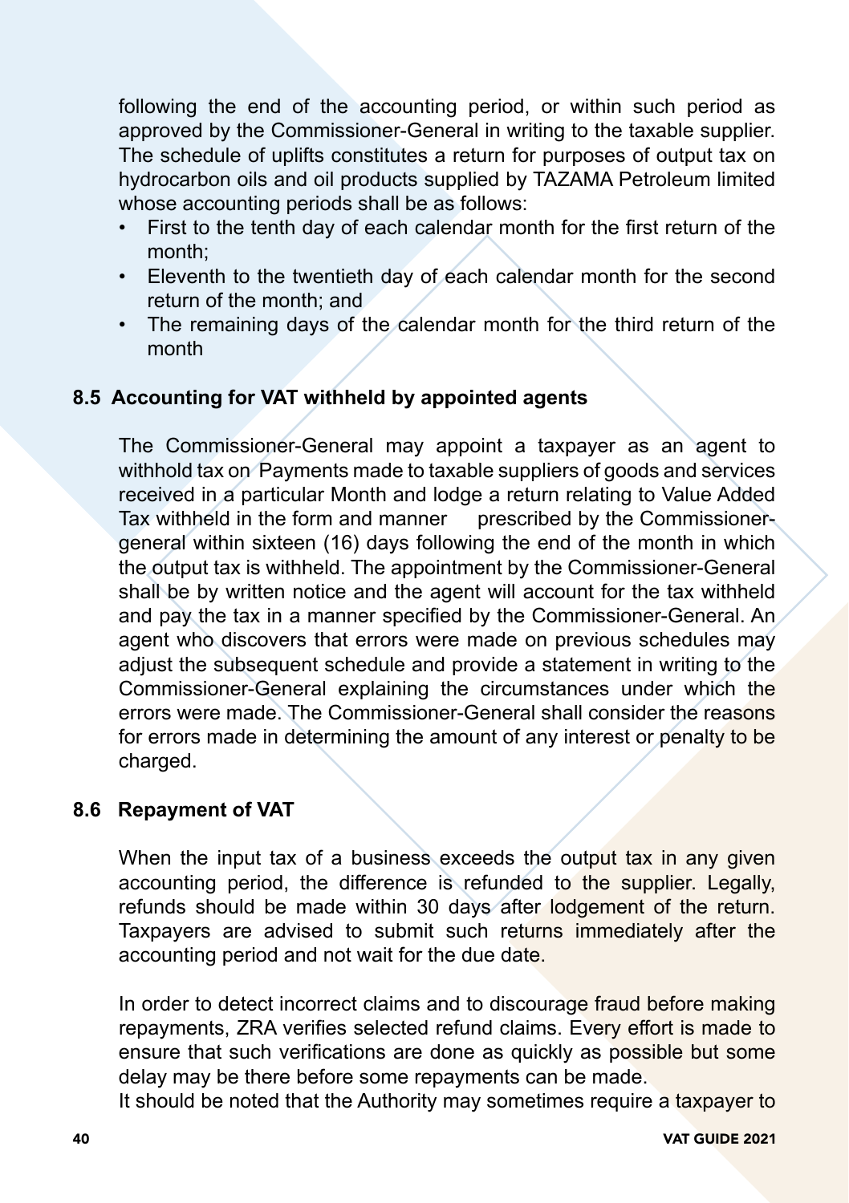following the end of the accounting period, or within such period as approved by the Commissioner-General in writing to the taxable supplier. The schedule of uplifts constitutes a return for purposes of output tax on hydrocarbon oils and oil products supplied by TAZAMA Petroleum limited whose accounting periods shall be as follows:

- First to the tenth day of each calendar month for the first return of the month;
- Eleventh to the twentieth day of each calendar month for the second return of the month; and
- The remaining days of the calendar month for the third return of the month

## 8.5 Accounting for VAT withheld by appointed agents

The Commissioner-General may appoint a taxpayer as an agent to withhold tax on Payments made to taxable suppliers of goods and services received in a particular Month and lodge a return relating to Value Added Tax withheld in the form and manner prescribed by the Commissioner-general within sixteen (16) days following the end of the month in which the output tax is withheld. The appointment by the Commissioner-General shall be by written notice and the agent will account for the tax withheld and pay the tax in a manner specified by the Commissioner-General. An agent who discovers that errors were made on previous schedules may adjust the subsequent schedule and provide a statement in writing to the Commissioner-General explaining the circumstances under which the errors were made. The Commissioner-General shall consider the reasons for errors made in determining the amount of any interest or penalty to be charged.

## 8.6 Repayment of VAT

When the input tax of a business exceeds the output tax in any given accounting period, the difference is refunded to the supplier. Legally, refunds should be made within 30 days after lodgement of the return. Taxpayers are advised to submit such returns immediately after the accounting period and not wait for the due date.

In order to detect incorrect claims and to discourage fraud before making repayments, ZRA verifies selected refund claims. Every effort is made to ensure that such verifications are done as quickly as possible but some delay may be there before some repayments can be made.
It should be noted that the Authority may sometimes require a taxpayer to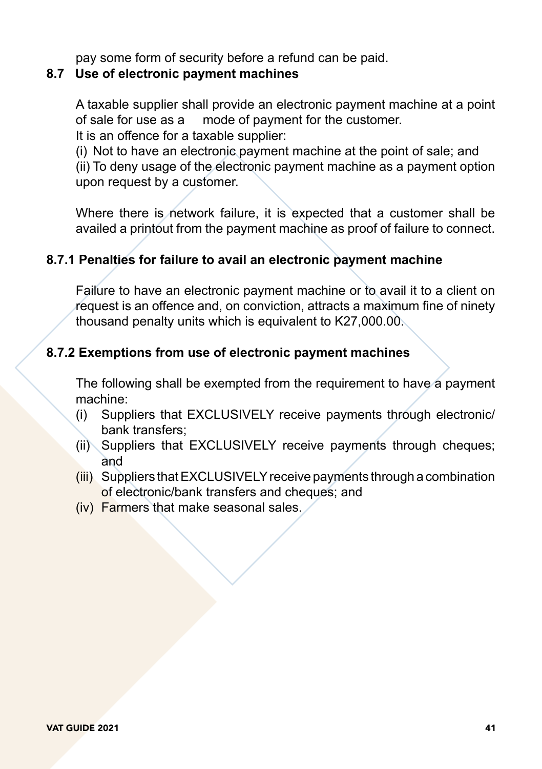pay some form of security before a refund can be paid.

## 8.7 Use of electronic payment machines

A taxable supplier shall provide an electronic payment machine at a point of sale for use as a mode of payment for the customer.

It is an offence for a taxable supplier:

(i) Not to have an electronic payment machine at the point of sale; and

(ii) To deny usage of the electronic payment machine as a payment option upon request by a customer.

Where there is network failure, it is expected that a customer shall be availed a printout from the payment machine as proof of failure to connect.

### 8.7.1 Penalties for failure to avail an electronic payment machine

Failure to have an electronic payment machine or to avail it to a client on request is an offence and, on conviction, attracts a maximum fine of ninety thousand penalty units which is equivalent to K27,000.00.

### 8.7.2 Exemptions from use of electronic payment machines

The following shall be exempted from the requirement to have a payment machine:

(i) Suppliers that EXCLUSIVELY receive payments through electronic/ bank transfers;

(ii) Suppliers that EXCLUSIVELY receive payments through cheques; and

(iii) Suppliers that EXCLUSIVELY receive payments through a combination of electronic/bank transfers and cheques; and

(iv) Farmers that make seasonal sales.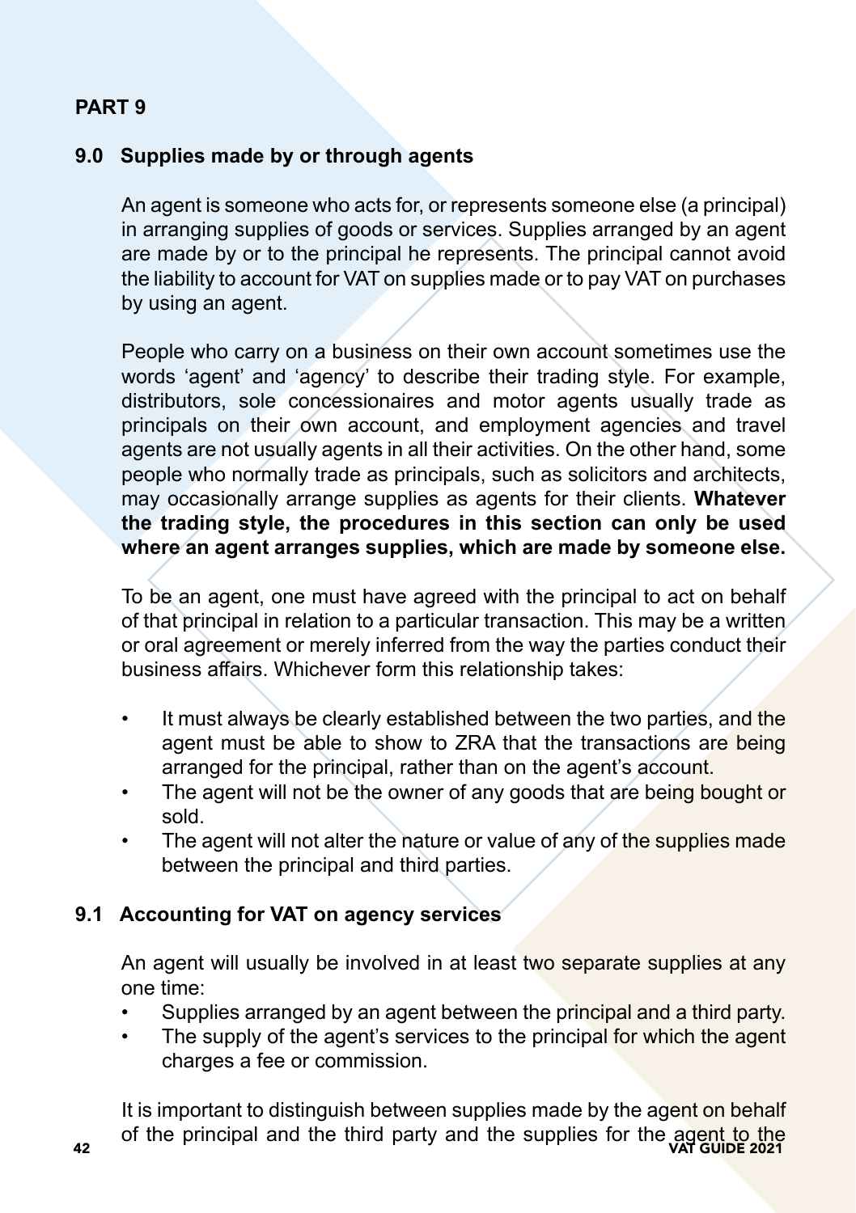## PART 9

### 9.0 Supplies made by or through agents

An agent is someone who acts for, or represents someone else (a principal) in arranging supplies of goods or services. Supplies arranged by an agent are made by or to the principal he represents. The principal cannot avoid the liability to account for VAT on supplies made or to pay VAT on purchases by using an agent.

People who carry on a business on their own account sometimes use the words 'agent' and 'agency' to describe their trading style. For example, distributors, sole concessionaires and motor agents usually trade as principals on their own account, and employment agencies and travel agents are not usually agents in all their activities. On the other hand, some people who normally trade as principals, such as solicitors and architects, may occasionally arrange supplies as agents for their clients. **Whatever the trading style, the procedures in this section can only be used where an agent arranges supplies, which are made by someone else.**

To be an agent, one must have agreed with the principal to act on behalf of that principal in relation to a particular transaction. This may be a written or oral agreement or merely inferred from the way the parties conduct their business affairs. Whichever form this relationship takes:

- It must always be clearly established between the two parties, and the agent must be able to show to ZRA that the transactions are being arranged for the principal, rather than on the agent's account.
- The agent will not be the owner of any goods that are being bought or sold.
- The agent will not alter the nature or value of any of the supplies made between the principal and third parties.

### 9.1 Accounting for VAT on agency services

An agent will usually be involved in at least two separate supplies at any one time:

- Supplies arranged by an agent between the principal and a third party.
- The supply of the agent's services to the principal for which the agent charges a fee or commission.

It is important to distinguish between supplies made by the agent on behalf of the principal and the third party and the supplies for the agent to the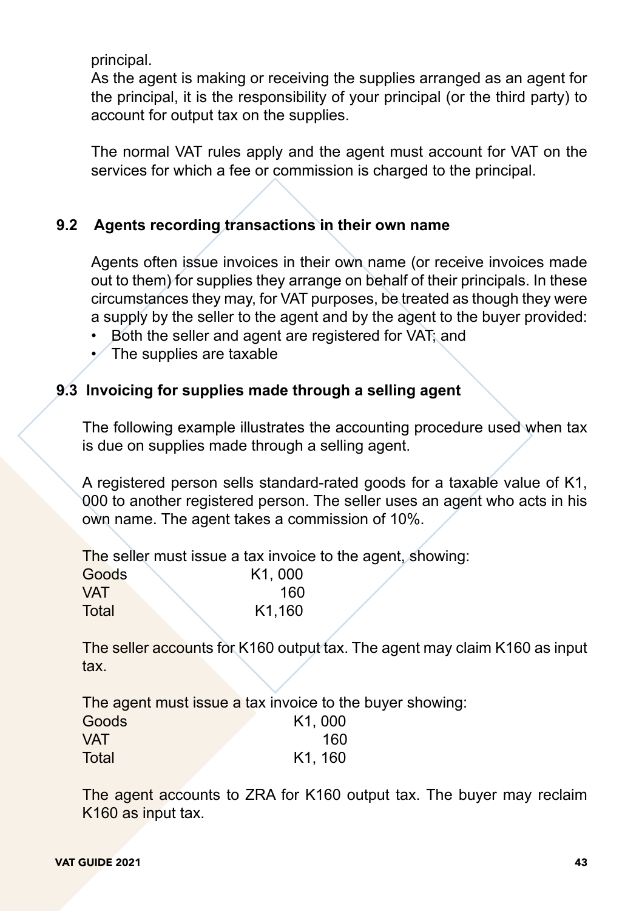principal.

As the agent is making or receiving the supplies arranged as an agent for the principal, it is the responsibility of your principal (or the third party) to account for output tax on the supplies.

The normal VAT rules apply and the agent must account for VAT on the services for which a fee or commission is charged to the principal.

## 9.2 Agents recording transactions in their own name

Agents often issue invoices in their own name (or receive invoices made out to them) for supplies they arrange on behalf of their principals. In these circumstances they may, for VAT purposes, be treated as though they were a supply by the seller to the agent and by the agent to the buyer provided:

- Both the seller and agent are registered for VAT; and
- The supplies are taxable

## 9.3 Invoicing for supplies made through a selling agent

The following example illustrates the accounting procedure used when tax is due on supplies made through a selling agent.

A registered person sells standard-rated goods for a taxable value of K1, 000 to another registered person. The seller uses an agent who acts in his own name. The agent takes a commission of 10%.

The seller must issue a tax invoice to the agent, showing:

| | |
|---|---|
| Goods | K1, 000 |
| VAT | 160 |
| Total | K1,160 |

The seller accounts for K160 output tax. The agent may claim K160 as input tax.

The agent must issue a tax invoice to the buyer showing:

| | |
|---|---|
| Goods | K1, 000 |
| VAT | 160 |
| Total | K1, 160 |

The agent accounts to ZRA for K160 output tax. The buyer may reclaim K160 as input tax.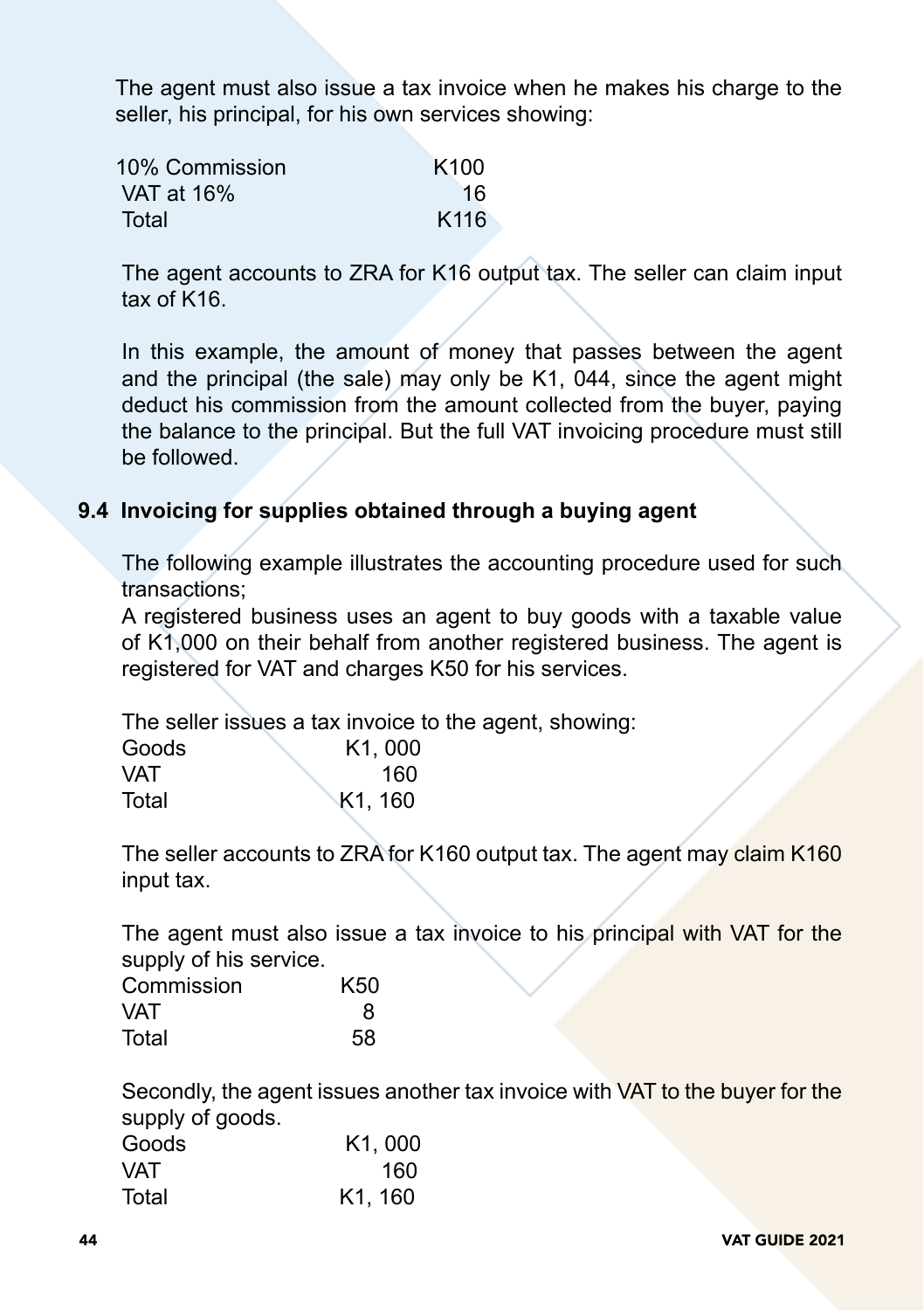The agent must also issue a tax invoice when he makes his charge to the seller, his principal, for his own services showing:

| | |
|---|---|
| 10% Commission | K100 |
| VAT at 16% | 16 |
| Total | K116 |

The agent accounts to ZRA for K16 output tax. The seller can claim input tax of K16.

In this example, the amount of money that passes between the agent and the principal (the sale) may only be K1, 044, since the agent might deduct his commission from the amount collected from the buyer, paying the balance to the principal. But the full VAT invoicing procedure must still be followed.

## 9.4 Invoicing for supplies obtained through a buying agent

The following example illustrates the accounting procedure used for such transactions;

A registered business uses an agent to buy goods with a taxable value of K1,000 on their behalf from another registered business. The agent is registered for VAT and charges K50 for his services.

The seller issues a tax invoice to the agent, showing:

| | |
|---|---|
| Goods | K1, 000 |
| VAT | 160 |
| Total | K1, 160 |

The seller accounts to ZRA for K160 output tax. The agent may claim K160 input tax.

The agent must also issue a tax invoice to his principal with VAT for the supply of his service.

| | |
|---|---|
| Commission | K50 |
| VAT | 8 |
| Total | 58 |

Secondly, the agent issues another tax invoice with VAT to the buyer for the supply of goods.

| | |
|---|---|
| Goods | K1, 000 |
| VAT | 160 |
| Total | K1, 160 |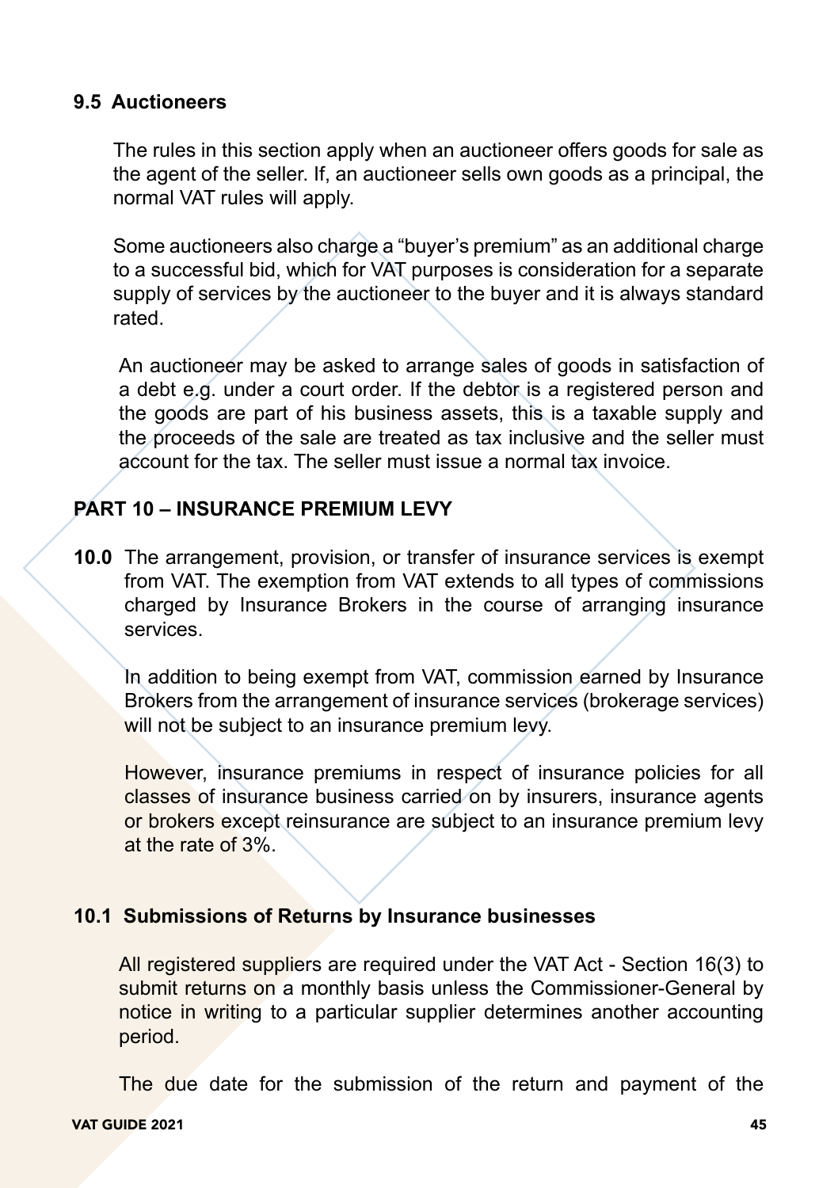### 9.5 Auctioneers

The rules in this section apply when an auctioneer offers goods for sale as the agent of the seller. If, an auctioneer sells own goods as a principal, the normal VAT rules will apply.

Some auctioneers also charge a "buyer's premium" as an additional charge to a successful bid, which for VAT purposes is consideration for a separate supply of services by the auctioneer to the buyer and it is always standard rated.

An auctioneer may be asked to arrange sales of goods in satisfaction of a debt e.g. under a court order. If the debtor is a registered person and the goods are part of his business assets, this is a taxable supply and the proceeds of the sale are treated as tax inclusive and the seller must account for the tax. The seller must issue a normal tax invoice.

## PART 10 – INSURANCE PREMIUM LEVY

**10.0** The arrangement, provision, or transfer of insurance services is exempt from VAT. The exemption from VAT extends to all types of commissions charged by Insurance Brokers in the course of arranging insurance services.

In addition to being exempt from VAT, commission earned by Insurance Brokers from the arrangement of insurance services (brokerage services) will not be subject to an insurance premium levy.

However, insurance premiums in respect of insurance policies for all classes of insurance business carried on by insurers, insurance agents or brokers except reinsurance are subject to an insurance premium levy at the rate of 3%.

### 10.1 Submissions of Returns by Insurance businesses

All registered suppliers are required under the VAT Act - Section 16(3) to submit returns on a monthly basis unless the Commissioner-General by notice in writing to a particular supplier determines another accounting period.

The due date for the submission of the return and payment of the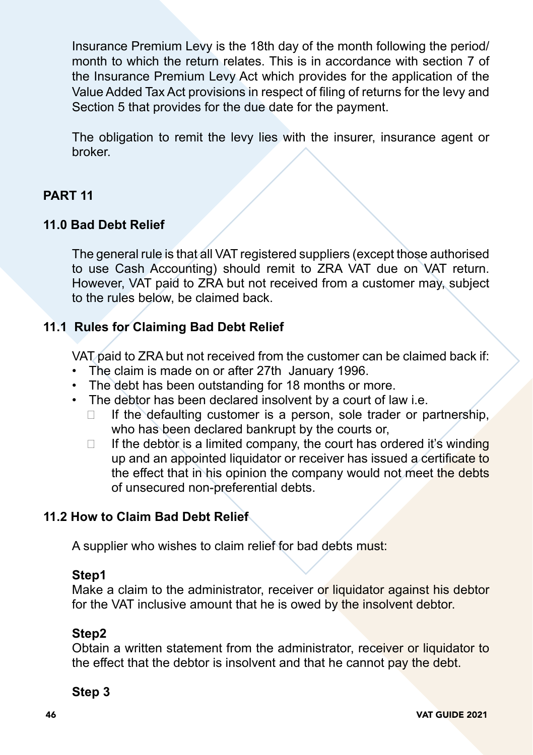Insurance Premium Levy is the 18th day of the month following the period/ month to which the return relates. This is in accordance with section 7 of the Insurance Premium Levy Act which provides for the application of the Value Added Tax Act provisions in respect of filing of returns for the levy and Section 5 that provides for the due date for the payment.

The obligation to remit the levy lies with the insurer, insurance agent or broker.

## PART 11

### 11.0 Bad Debt Relief

The general rule is that all VAT registered suppliers (except those authorised to use Cash Accounting) should remit to ZRA VAT due on VAT return. However, VAT paid to ZRA but not received from a customer may, subject to the rules below, be claimed back.

### 11.1 Rules for Claiming Bad Debt Relief

VAT paid to ZRA but not received from the customer can be claimed back if:

- The claim is made on or after 27th January 1996.
- The debt has been outstanding for 18 months or more.
- The debtor has been declared insolvent by a court of law i.e.
    - If the defaulting customer is a person, sole trader or partnership, who has been declared bankrupt by the courts or,
    - If the debtor is a limited company, the court has ordered it's winding up and an appointed liquidator or receiver has issued a certificate to the effect that in his opinion the company would not meet the debts of unsecured non-preferential debts.

### 11.2 How to Claim Bad Debt Relief

A supplier who wishes to claim relief for bad debts must:

**Step1**
Make a claim to the administrator, receiver or liquidator against his debtor for the VAT inclusive amount that he is owed by the insolvent debtor.

**Step2**
Obtain a written statement from the administrator, receiver or liquidator to the effect that the debtor is insolvent and that he cannot pay the debt.

**Step 3**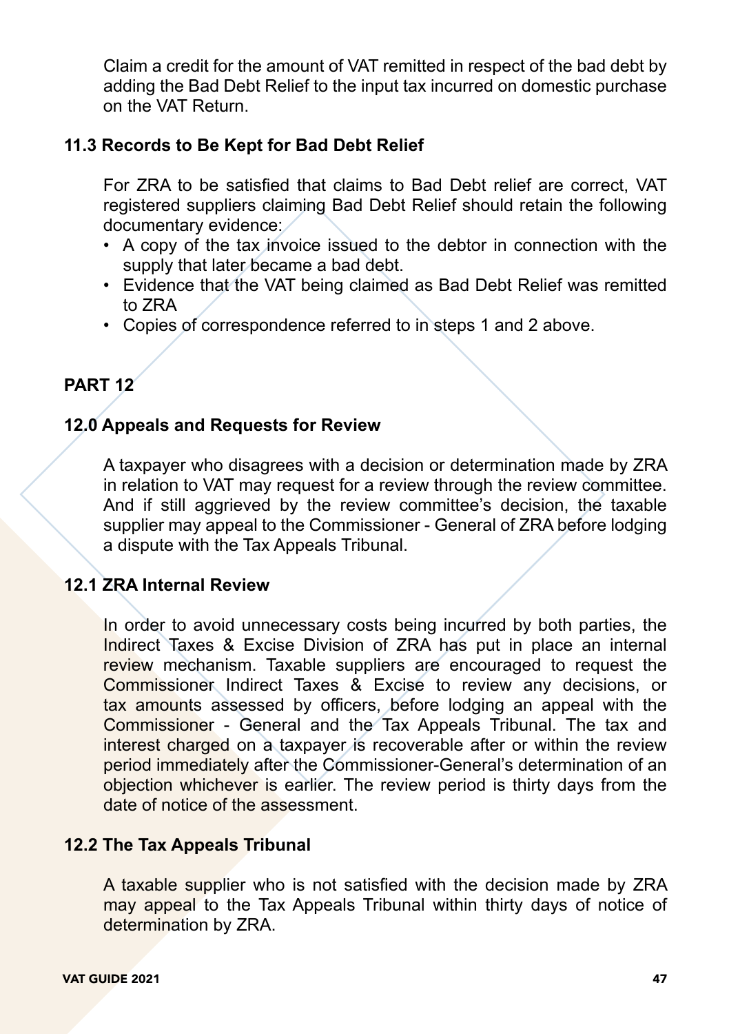Claim a credit for the amount of VAT remitted in respect of the bad debt by adding the Bad Debt Relief to the input tax incurred on domestic purchase on the VAT Return.

### 11.3 Records to Be Kept for Bad Debt Relief

For ZRA to be satisfied that claims to Bad Debt relief are correct, VAT registered suppliers claiming Bad Debt Relief should retain the following documentary evidence:

- A copy of the tax invoice issued to the debtor in connection with the supply that later became a bad debt.
- Evidence that the VAT being claimed as Bad Debt Relief was remitted to ZRA
- Copies of correspondence referred to in steps 1 and 2 above.

## PART 12

### 12.0 Appeals and Requests for Review

A taxpayer who disagrees with a decision or determination made by ZRA in relation to VAT may request for a review through the review committee. And if still aggrieved by the review committee's decision, the taxable supplier may appeal to the Commissioner - General of ZRA before lodging a dispute with the Tax Appeals Tribunal.

### 12.1 ZRA Internal Review

In order to avoid unnecessary costs being incurred by both parties, the Indirect Taxes & Excise Division of ZRA has put in place an internal review mechanism. Taxable suppliers are encouraged to request the Commissioner Indirect Taxes & Excise to review any decisions, or tax amounts assessed by officers, before lodging an appeal with the Commissioner - General and the Tax Appeals Tribunal. The tax and interest charged on a taxpayer is recoverable after or within the review period immediately after the Commissioner-General's determination of an objection whichever is earlier. The review period is thirty days from the date of notice of the assessment.

### 12.2 The Tax Appeals Tribunal

A taxable supplier who is not satisfied with the decision made by ZRA may appeal to the Tax Appeals Tribunal within thirty days of notice of determination by ZRA.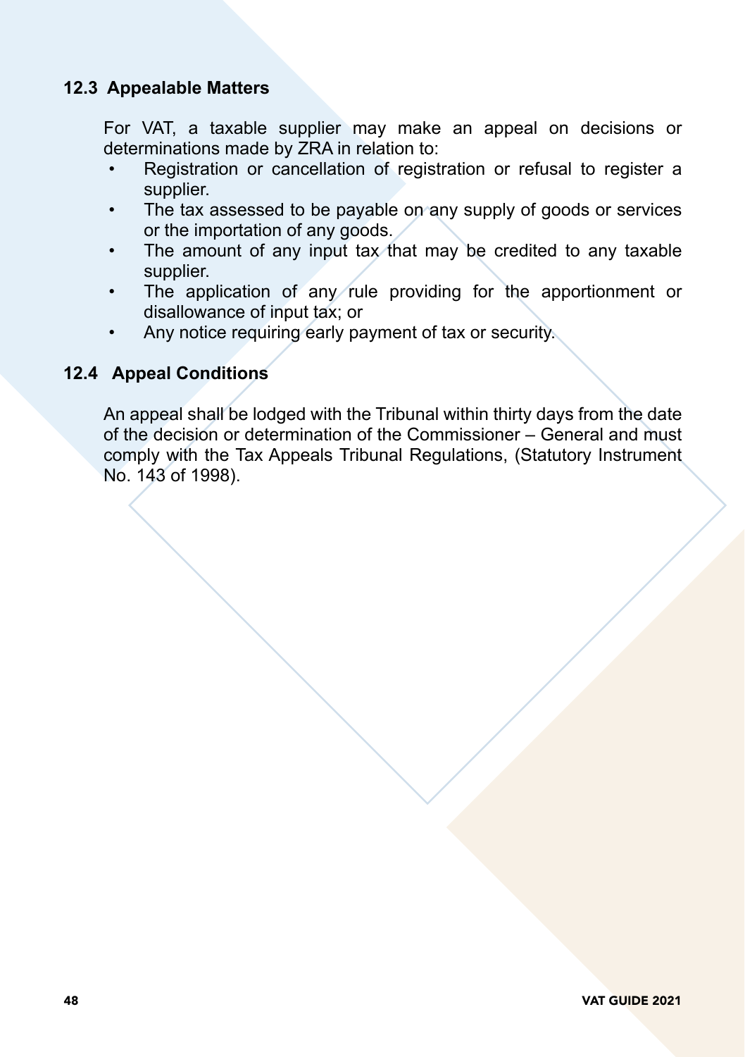### 12.3 Appealable Matters

For VAT, a taxable supplier may make an appeal on decisions or determinations made by ZRA in relation to:

- Registration or cancellation of registration or refusal to register a supplier.
- The tax assessed to be payable on any supply of goods or services or the importation of any goods.
- The amount of any input tax that may be credited to any taxable supplier.
- The application of any rule providing for the apportionment or disallowance of input tax; or
- Any notice requiring early payment of tax or security.

### 12.4 Appeal Conditions

An appeal shall be lodged with the Tribunal within thirty days from the date of the decision or determination of the Commissioner – General and must comply with the Tax Appeals Tribunal Regulations, (Statutory Instrument No. 143 of 1998).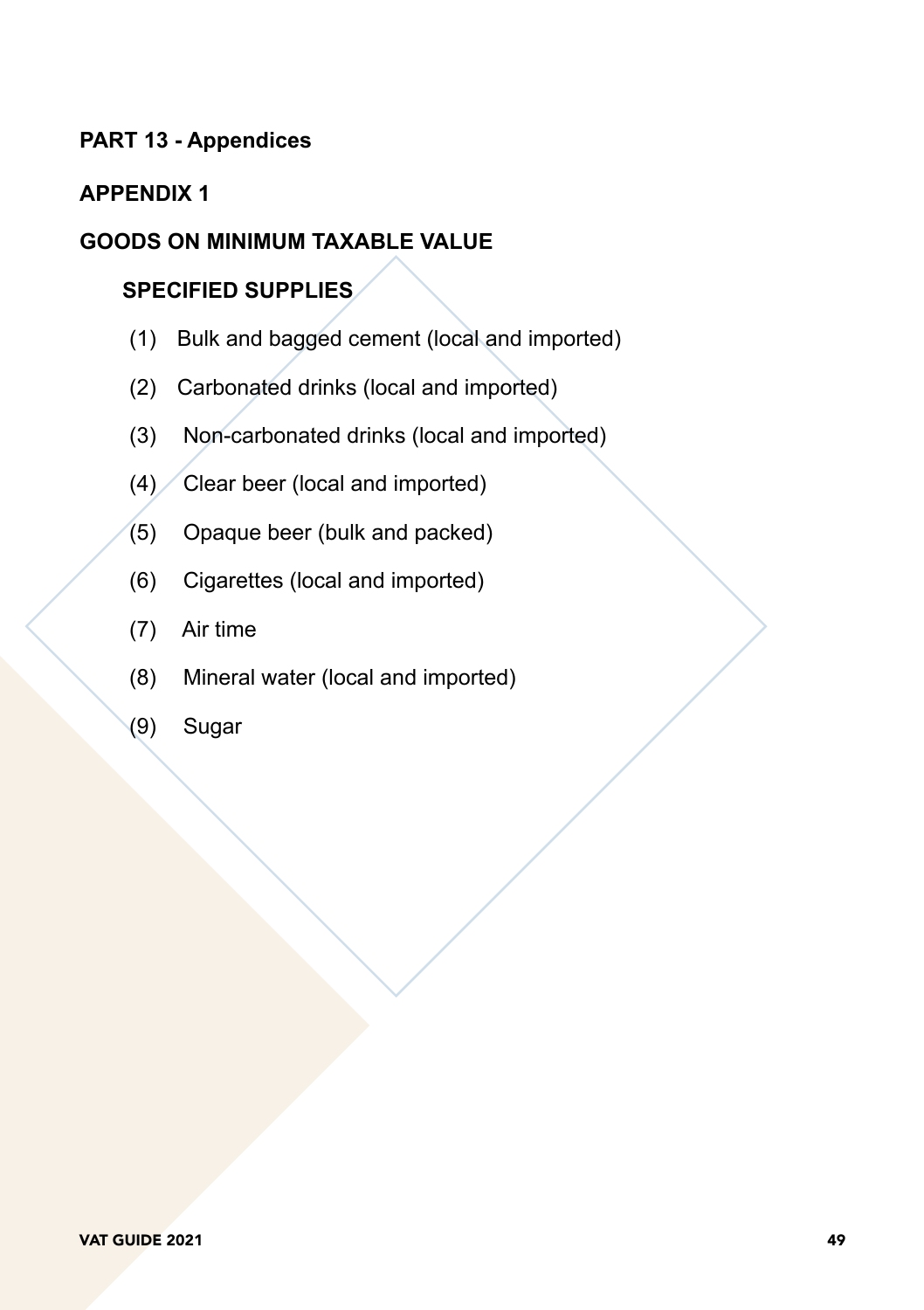## PART 13 - Appendices

### APPENDIX 1

### GOODS ON MINIMUM TAXABLE VALUE

#### SPECIFIED SUPPLIES

(1) Bulk and bagged cement (local and imported)

(2) Carbonated drinks (local and imported)

(3) Non-carbonated drinks (local and imported)

(4) Clear beer (local and imported)

(5) Opaque beer (bulk and packed)

(6) Cigarettes (local and imported)

(7) Air time

(8) Mineral water (local and imported)

(9) Sugar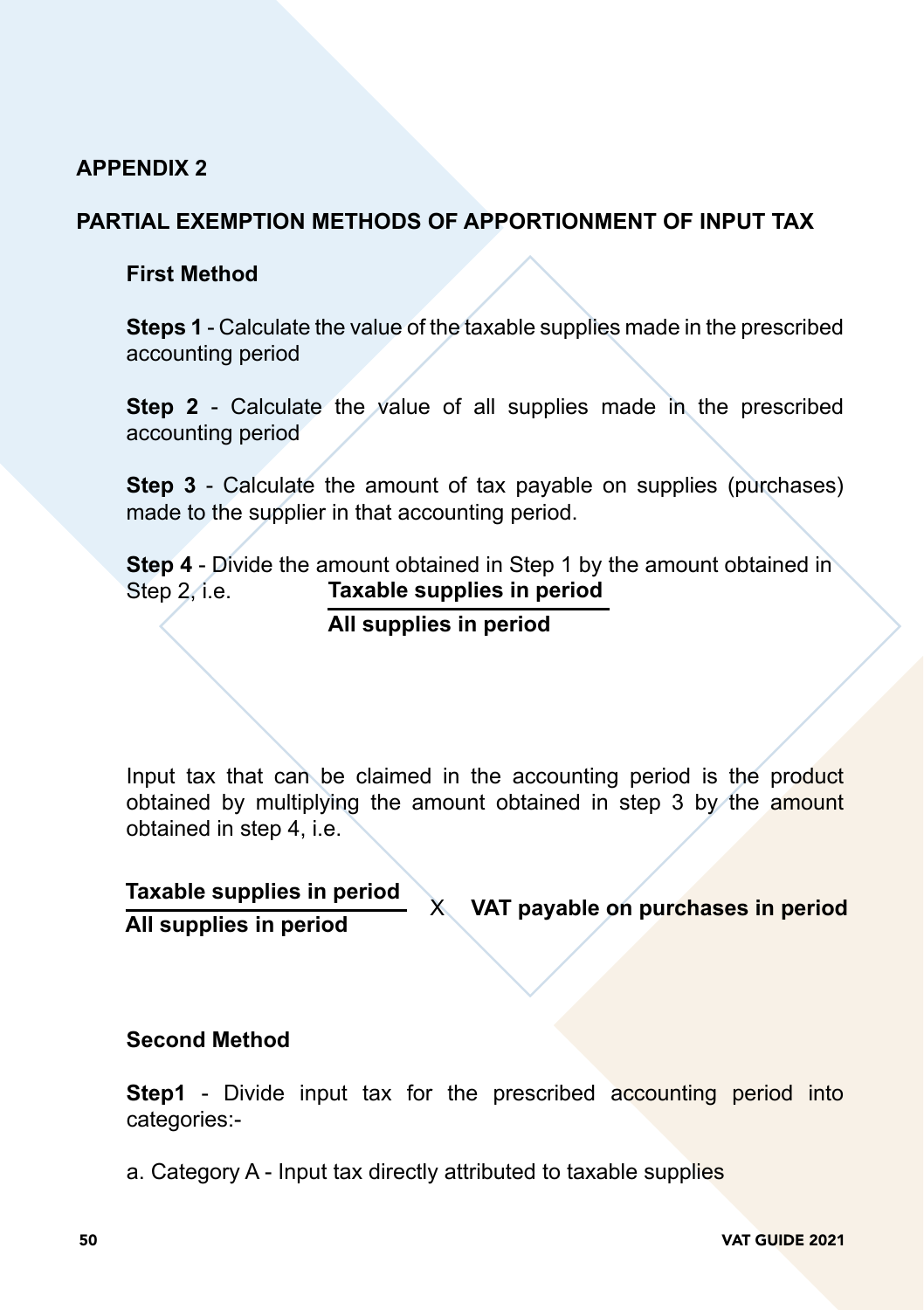## APPENDIX 2

## PARTIAL EXEMPTION METHODS OF APPORTIONMENT OF INPUT TAX

### First Method

**Steps 1** - Calculate the value of the taxable supplies made in the prescribed accounting period

**Step 2** - Calculate the value of all supplies made in the prescribed accounting period

**Step 3** - Calculate the amount of tax payable on supplies (purchases) made to the supplier in that accounting period.

**Step 4** - Divide the amount obtained in Step 1 by the amount obtained in Step 2, i.e.

$$\frac{\textbf{Taxable supplies in period}}{\textbf{All supplies in period}}$$

Input tax that can be claimed in the accounting period is the product obtained by multiplying the amount obtained in step 3 by the amount obtained in step 4, i.e.

$$\frac{\textbf{Taxable supplies in period}}{\textbf{All supplies in period}} \times \textbf{VAT payable on purchases in period}$$

### Second Method

**Step1** - Divide input tax for the prescribed accounting period into categories:-

a. Category A - Input tax directly attributed to taxable supplies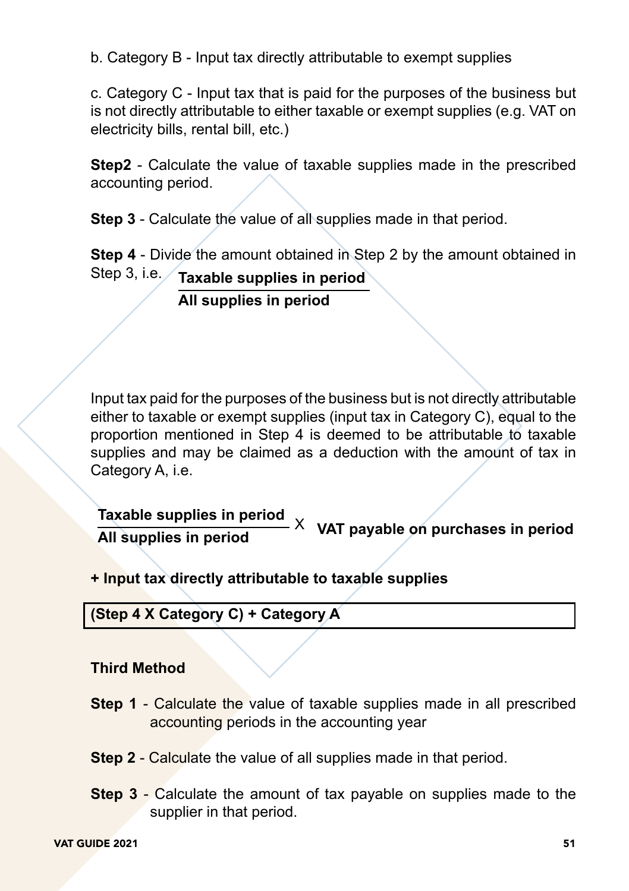b. Category B - Input tax directly attributable to exempt supplies

c. Category C - Input tax that is paid for the purposes of the business but is not directly attributable to either taxable or exempt supplies (e.g. VAT on electricity bills, rental bill, etc.)

**Step2** - Calculate the value of taxable supplies made in the prescribed accounting period.

**Step 3** - Calculate the value of all supplies made in that period.

**Step 4** - Divide the amount obtained in Step 2 by the amount obtained in Step 3, i.e.

$$\frac{\textbf{Taxable supplies in period}}{\textbf{All supplies in period}}$$

Input tax paid for the purposes of the business but is not directly attributable either to taxable or exempt supplies (input tax in Category C), equal to the proportion mentioned in Step 4 is deemed to be attributable to taxable supplies and may be claimed as a deduction with the amount of tax in Category A, i.e.

$$\frac{\textbf{Taxable supplies in period}}{\textbf{All supplies in period}} \times \textbf{VAT payable on purchases in period}$$

**+ Input tax directly attributable to taxable supplies**

**(Step 4 X Category C) + Category A**

**Third Method**

**Step 1** - Calculate the value of taxable supplies made in all prescribed accounting periods in the accounting year

**Step 2** - Calculate the value of all supplies made in that period.

**Step 3** - Calculate the amount of tax payable on supplies made to the supplier in that period.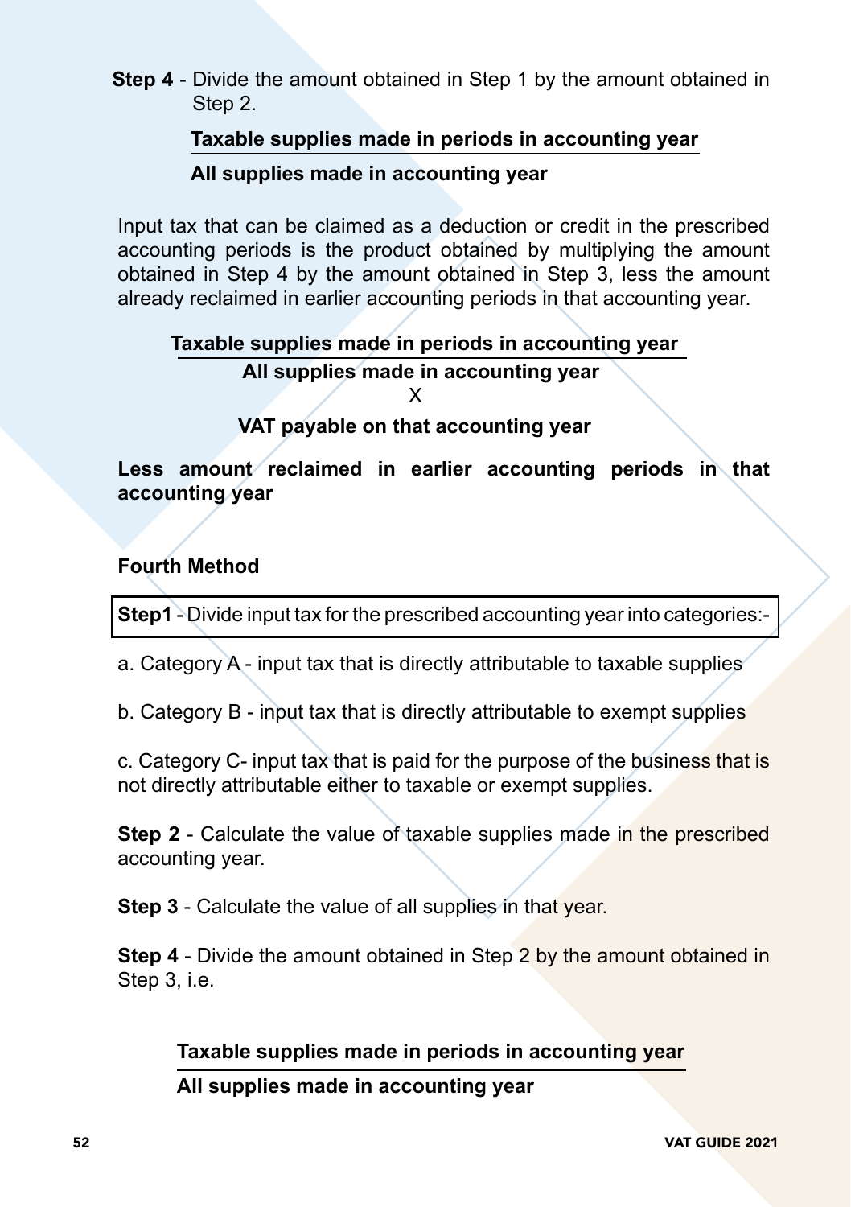**Step 4** - Divide the amount obtained in Step 1 by the amount obtained in Step 2.

$$\frac{\textbf{Taxable supplies made in periods in accounting year}}{\textbf{All supplies made in accounting year}}$$

Input tax that can be claimed as a deduction or credit in the prescribed accounting periods is the product obtained by multiplying the amount obtained in Step 4 by the amount obtained in Step 3, less the amount already reclaimed in earlier accounting periods in that accounting year.

$$\frac{\textbf{Taxable supplies made in periods in accounting year}}{\textbf{All supplies made in accounting year}} \times \textbf{VAT payable on that accounting year}$$

**Less amount reclaimed in earlier accounting periods in that accounting year**

**Fourth Method**

**Step1** - Divide input tax for the prescribed accounting year into categories:-

a. Category A - input tax that is directly attributable to taxable supplies

b. Category B - input tax that is directly attributable to exempt supplies

c. Category C- input tax that is paid for the purpose of the business that is not directly attributable either to taxable or exempt supplies.

**Step 2** - Calculate the value of taxable supplies made in the prescribed accounting year.

**Step 3** - Calculate the value of all supplies in that year.

**Step 4** - Divide the amount obtained in Step 2 by the amount obtained in Step 3, i.e.

$$\frac{\textbf{Taxable supplies made in periods in accounting year}}{\textbf{All supplies made in accounting year}}$$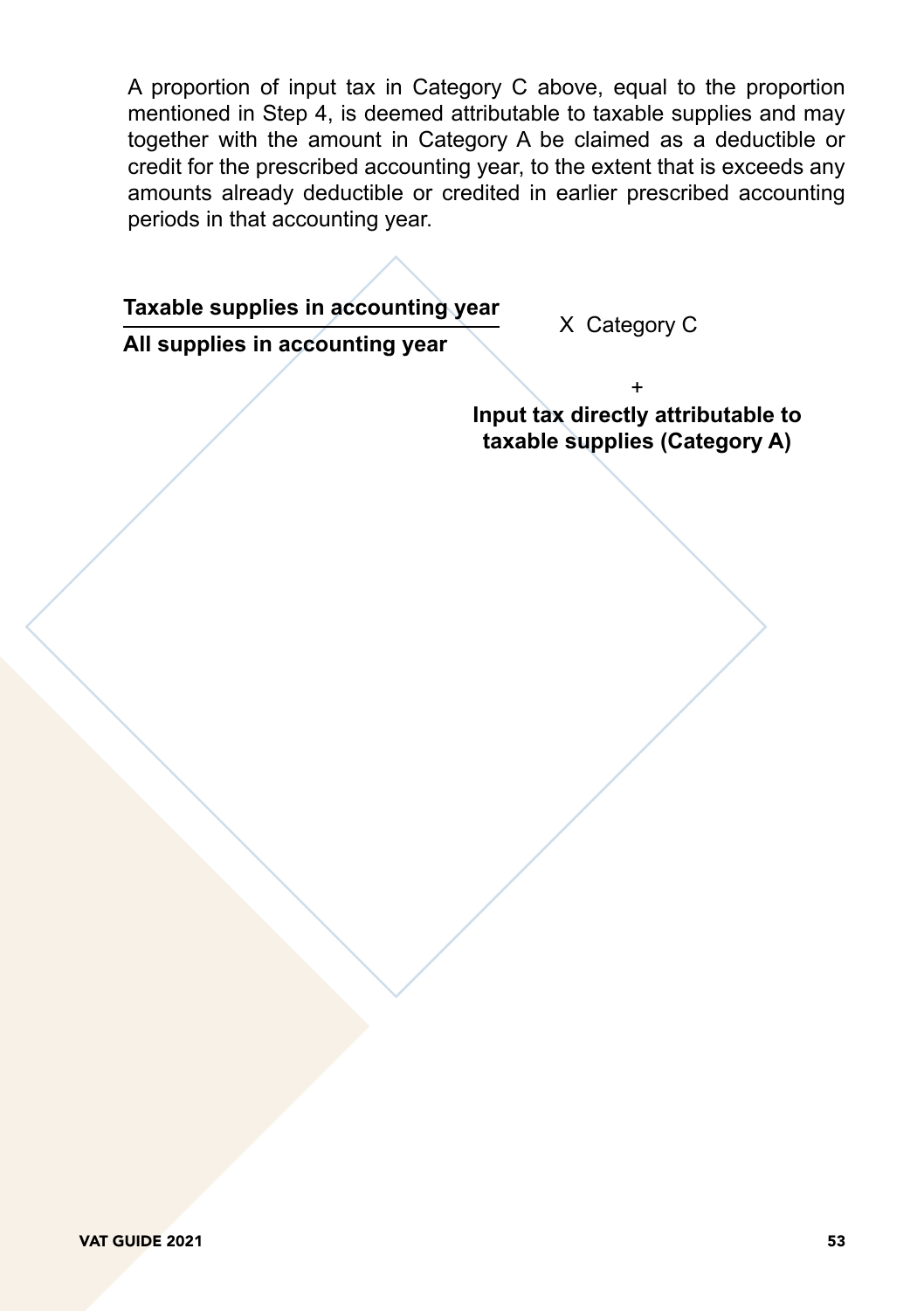A proportion of input tax in Category C above, equal to the proportion mentioned in Step 4, is deemed attributable to taxable supplies and may together with the amount in Category A be claimed as a deductible or credit for the prescribed accounting year, to the extent that is exceeds any amounts already deductible or credited in earlier prescribed accounting periods in that accounting year.

$$\frac{\textbf{Taxable supplies in accounting year}}{\textbf{All supplies in accounting year}} \times \text{Category C}$$

$$+$$

**Input tax directly attributable to taxable supplies (Category A)**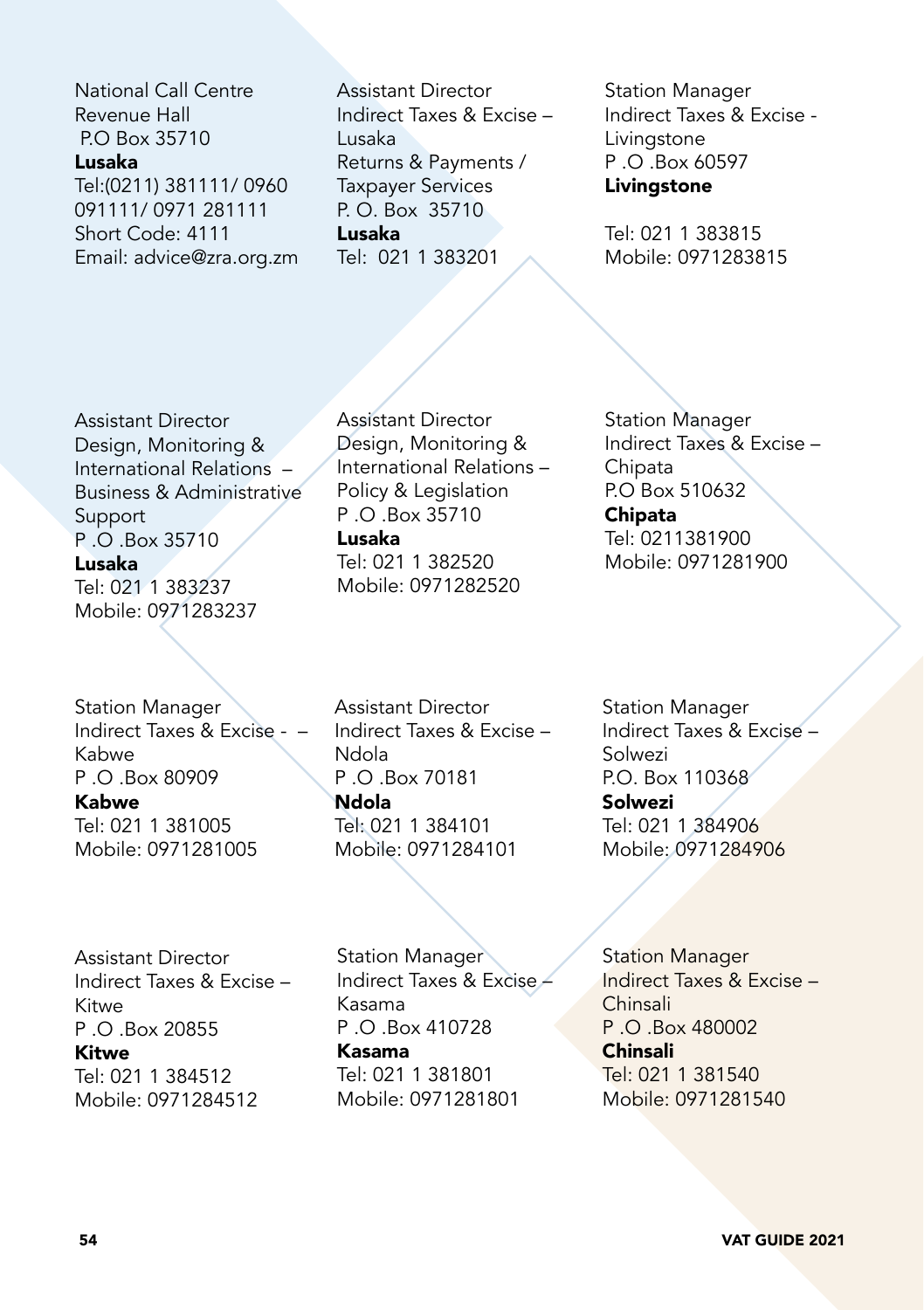National Call Centre
Revenue Hall
P.O Box 35710
**Lusaka**
Tel:(0211) 381111/ 0960 091111/ 0971 281111
Short Code: 4111
Email: advice@zra.org.zm

Assistant Director
Indirect Taxes & Excise – Lusaka
Returns & Payments / Taxpayer Services
P. O. Box 35710
**Lusaka**
Tel: 021 1 383201

Station Manager
Indirect Taxes & Excise - Livingstone
P .O .Box 60597
**Livingstone**

Tel: 021 1 383815
Mobile: 0971283815

Assistant Director
Design, Monitoring & International Relations – Business & Administrative Support
P .O .Box 35710
**Lusaka**
Tel: 021 1 383237
Mobile: 0971283237

Assistant Director
Design, Monitoring & International Relations – Policy & Legislation
P .O .Box 35710
**Lusaka**
Tel: 021 1 382520
Mobile: 0971282520

Station Manager
Indirect Taxes & Excise – Chipata
P.O Box 510632
**Chipata**
Tel: 0211381900
Mobile: 0971281900

Station Manager
Indirect Taxes & Excise - – Kabwe
P .O .Box 80909
**Kabwe**
Tel: 021 1 381005
Mobile: 0971281005

Assistant Director
Indirect Taxes & Excise – Ndola
P .O .Box 70181
**Ndola**
Tel: 021 1 384101
Mobile: 0971284101

Station Manager
Indirect Taxes & Excise – Solwezi
P.O. Box 110368
**Solwezi**
Tel: 021 1 384906
Mobile: 0971284906

Assistant Director
Indirect Taxes & Excise – Kitwe
P .O .Box 20855
**Kitwe**
Tel: 021 1 384512
Mobile: 0971284512

Station Manager
Indirect Taxes & Excise – Kasama
P .O .Box 410728
**Kasama**
Tel: 021 1 381801
Mobile: 0971281801

Station Manager
Indirect Taxes & Excise – Chinsali
P .O .Box 480002
**Chinsali**
Tel: 021 1 381540
Mobile: 0971281540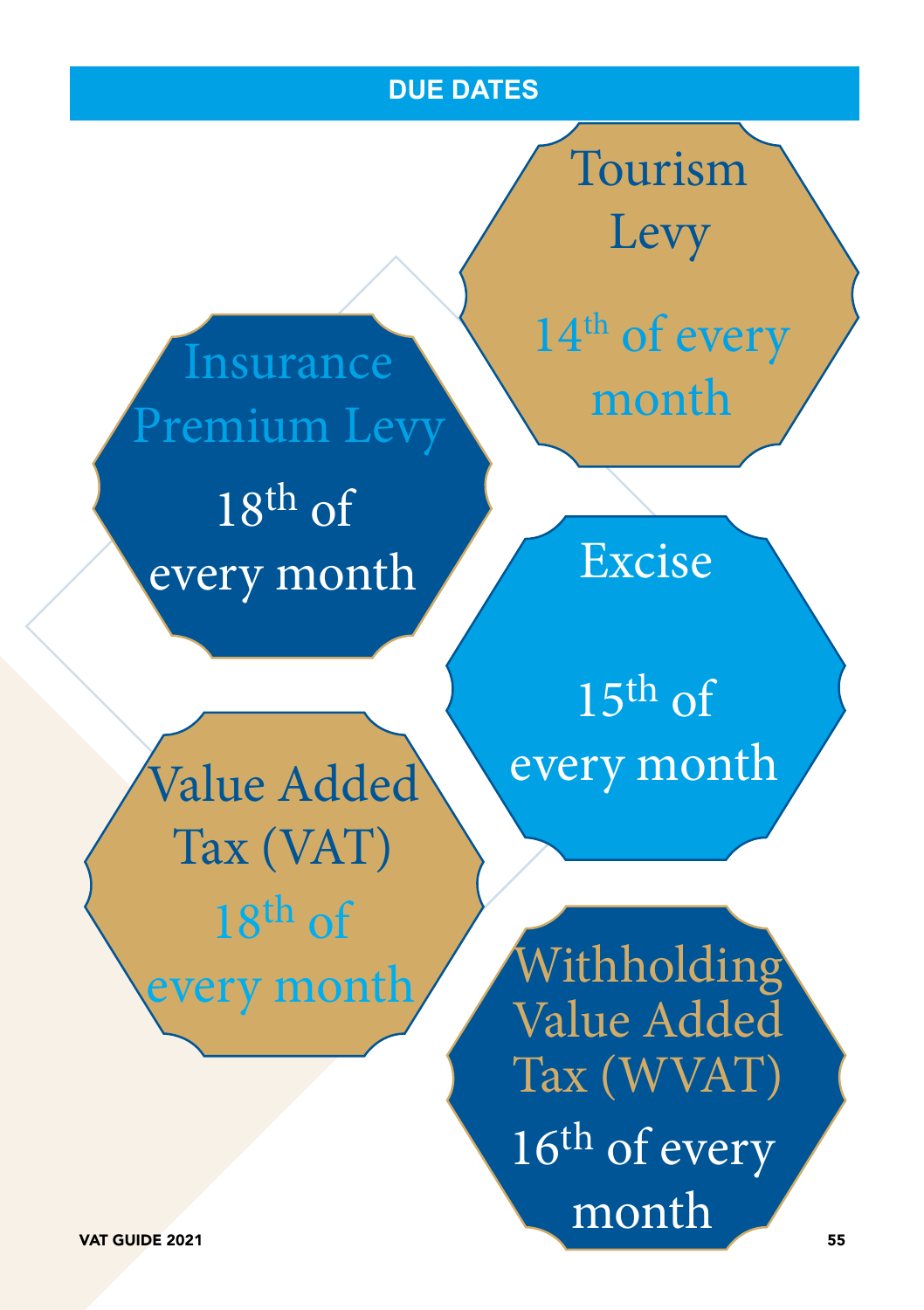## DUE DATES

**Tourism Levy**
14th of every month

**Insurance Premium Levy**
18th of every month

**Excise**
15th of every month

**Value Added Tax (VAT)**
18th of every month

**Withholding Value Added Tax (WVAT)**
16th of every month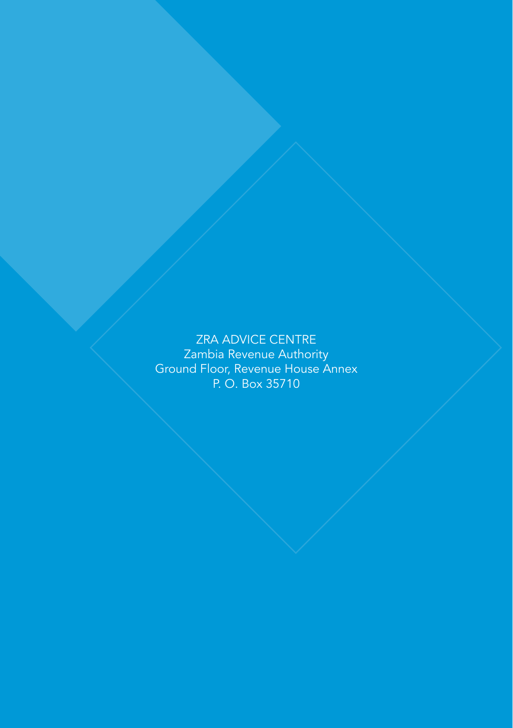ZRA ADVICE CENTRE
Zambia Revenue Authority
Ground Floor, Revenue House Annex
P. O. Box 35710